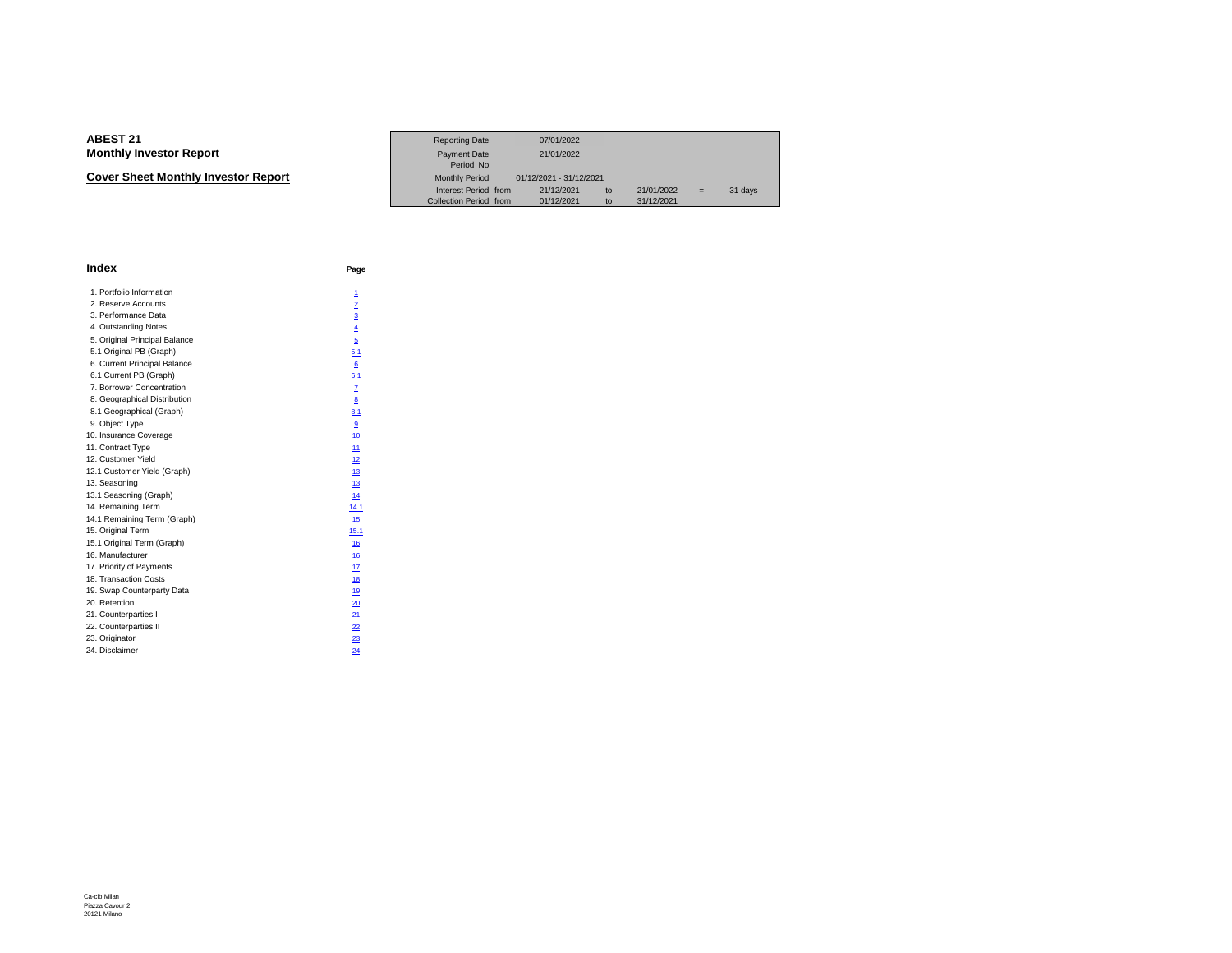# ABEST 21
## Monthly Investor Report

### Cover Sheet Monthly Investor Report

| | | | | | | |
|---|---|---|---|---|---|---|
| Reporting Date | | 07/01/2022 | | | | |
| Payment Date | | 21/01/2022 | | | | |
| Period No | | | | | | |
| Monthly Period | | 01/12/2021 - 31/12/2021 | | | | |
| Interest Period | from | 21/12/2021 | to | 21/01/2022 | = | 31 days |
| Collection Period | from | 01/12/2021 | to | 31/12/2021 | | |

## Index

| | Page |
|---|---|
| 1. Portfolio Information | 1 |
| 2. Reserve Accounts | 2 |
| 3. Performance Data | 3 |
| 4. Outstanding Notes | 4 |
| 5. Original Principal Balance | 5 |
| 5.1 Original PB (Graph) | 5.1 |
| 6. Current Principal Balance | 6 |
| 6.1 Current PB (Graph) | 6.1 |
| 7. Borrower Concentration | 7 |
| 8. Geographical Distribution | 8 |
| 8.1 Geographical (Graph) | 8.1 |
| 9. Object Type | 9 |
| 10. Insurance Coverage | 10 |
| 11. Contract Type | 11 |
| 12. Customer Yield | 12 |
| 12.1 Customer Yield (Graph) | 13 |
| 13. Seasoning | 13 |
| 13.1 Seasoning (Graph) | 14 |
| 14. Remaining Term | 14.1 |
| 14.1 Remaining Term (Graph) | 15 |
| 15. Original Term | 15.1 |
| 15.1 Original Term (Graph) | 16 |
| 16. Manufacturer | 16 |
| 17. Priority of Payments | 17 |
| 18. Transaction Costs | 18 |
| 19. Swap Counterparty Data | 19 |
| 20. Retention | 20 |
| 21. Counterparties I | 21 |
| 22. Counterparties II | 22 |
| 23. Originator | 23 |
| 24. Disclaimer | 24 |

Ca-cib Milan
Piazza Cavour 2
20121 Milano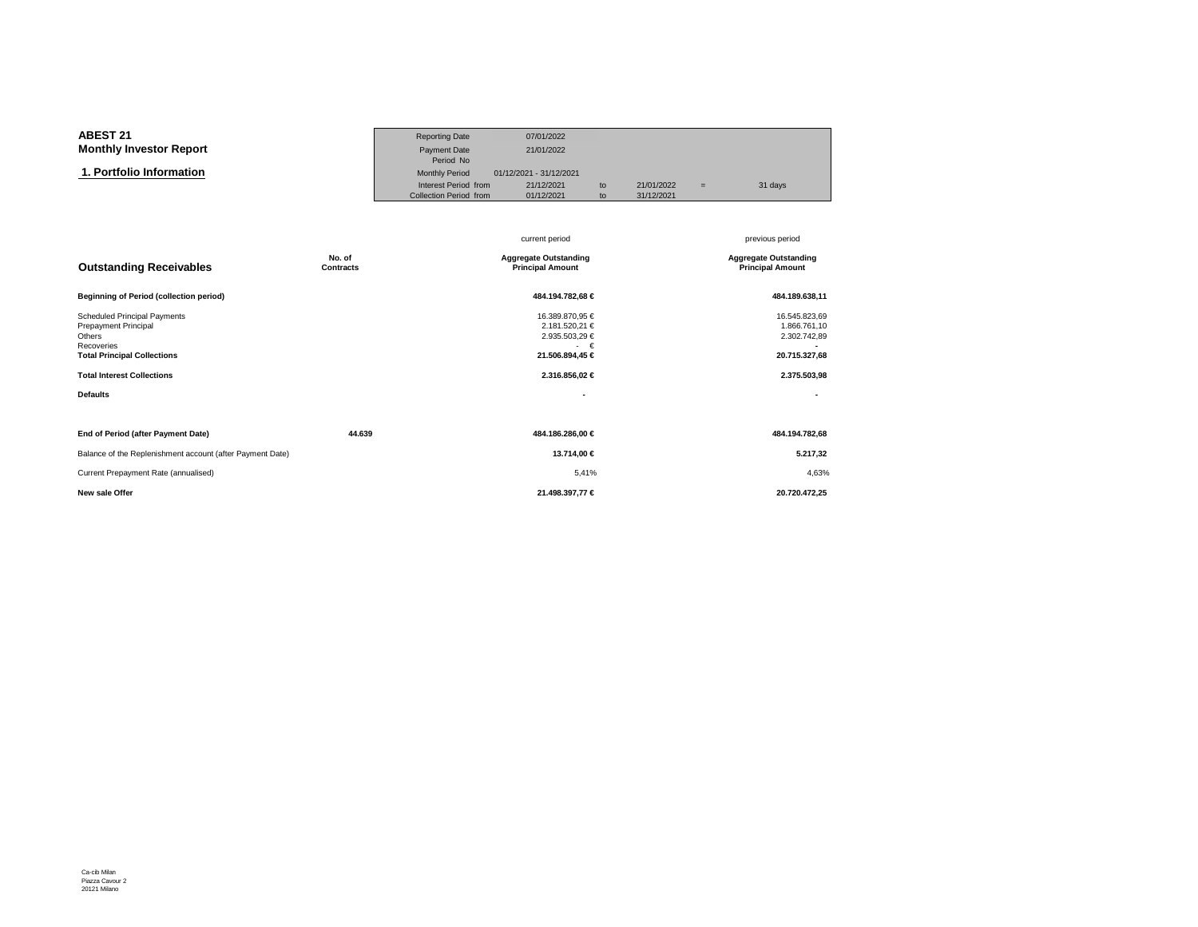**ABEST 21**
**Monthly Investor Report**

## 1. Portfolio Information

| | | | | | |
|---|---|---|---|---|---|
| Reporting Date | 07/01/2022 | | | | |
| Payment Date | 21/01/2022 | | | | |
| Period No | | | | | |
| Monthly Period | 01/12/2021 - 31/12/2021 | | | | |
| Interest Period from | 21/12/2021 | to | 21/01/2022 | = | 31 days |
| Collection Period from | 01/12/2021 | to | 31/12/2021 | | |

| | | current period | previous period |
|---|---|---|---|
| **Outstanding Receivables** | **No. of Contracts** | **Aggregate Outstanding Principal Amount** | **Aggregate Outstanding Principal Amount** |
| **Beginning of Period (collection period)** | | **484.194.782,68 €** | **484.189.638,11** |
| Scheduled Principal Payments | | 16.389.870,95 € | 16.545.823,69 |
| Prepayment Principal | | 2.181.520,21 € | 1.866.761,10 |
| Others | | 2.935.503,29 € | 2.302.742,89 |
| Recoveries | | - € | - |
| **Total Principal Collections** | | **21.506.894,45 €** | **20.715.327,68** |
| **Total Interest Collections** | | **2.316.856,02 €** | **2.375.503,98** |
| **Defaults** | | **-** | **-** |
| **End of Period (after Payment Date)** | **44.639** | **484.186.286,00 €** | **484.194.782,68** |
| Balance of the Replenishment account (after Payment Date) | | **13.714,00 €** | **5.217,32** |
| Current Prepayment Rate (annualised) | | 5,41% | 4,63% |
| **New sale Offer** | | **21.498.397,77 €** | **20.720.472,25** |

Ca-cib Milan
Piazza Cavour 2
20121 Milano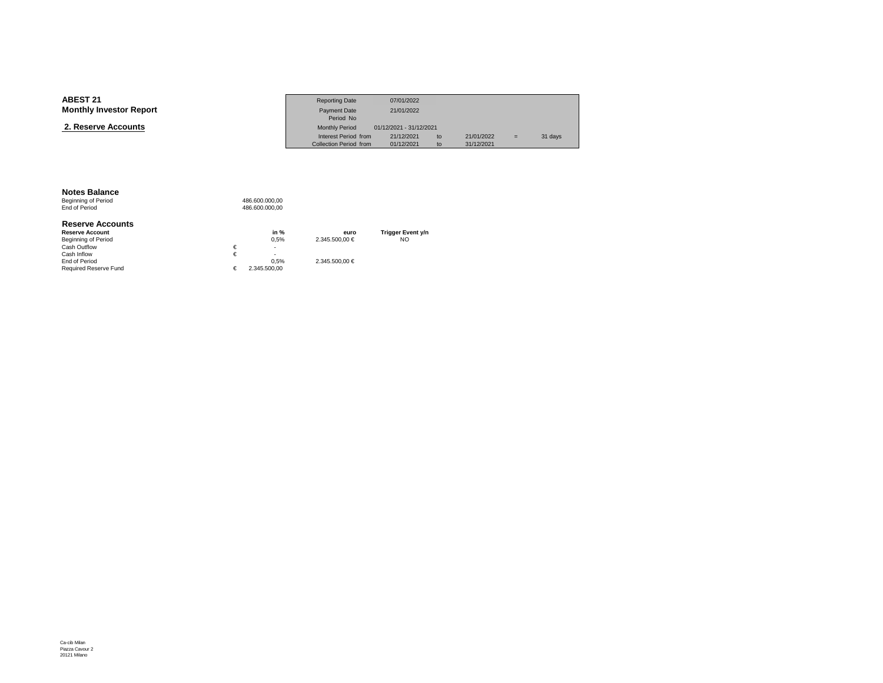**ABEST 21**
**Monthly Investor Report**

## 2. Reserve Accounts

| | | | | | | |
|---|---|---|---|---|---|---|
| Reporting Date | 07/01/2022 | | | | | |
| Payment Date | 21/01/2022 | | | | | |
| Period No | | | | | | |
| Monthly Period | 01/12/2021 - 31/12/2021 | | | | | |
| Interest Period from | 21/12/2021 | to | 21/01/2022 | = | 31 days | |
| Collection Period from | 01/12/2021 | to | 31/12/2021 | | | |

### Notes Balance

| | |
|---|---|
| Beginning of Period | 486.600.000,00 |
| End of Period | 486.600.000,00 |

### Reserve Accounts

| Reserve Account | | in % | euro | Trigger Event y/n |
|---|---|---|---|---|
| Beginning of Period | | 0,5% | 2.345.500,00 € | NO |
| Cash Outflow | € | - | | |
| Cash Inflow | € | - | | |
| End of Period | | 0,5% | 2.345.500,00 € | |
| Required Reserve Fund | € | 2.345.500,00 | | |

Ca-cib Milan
Piazza Cavour 2
20121 Milano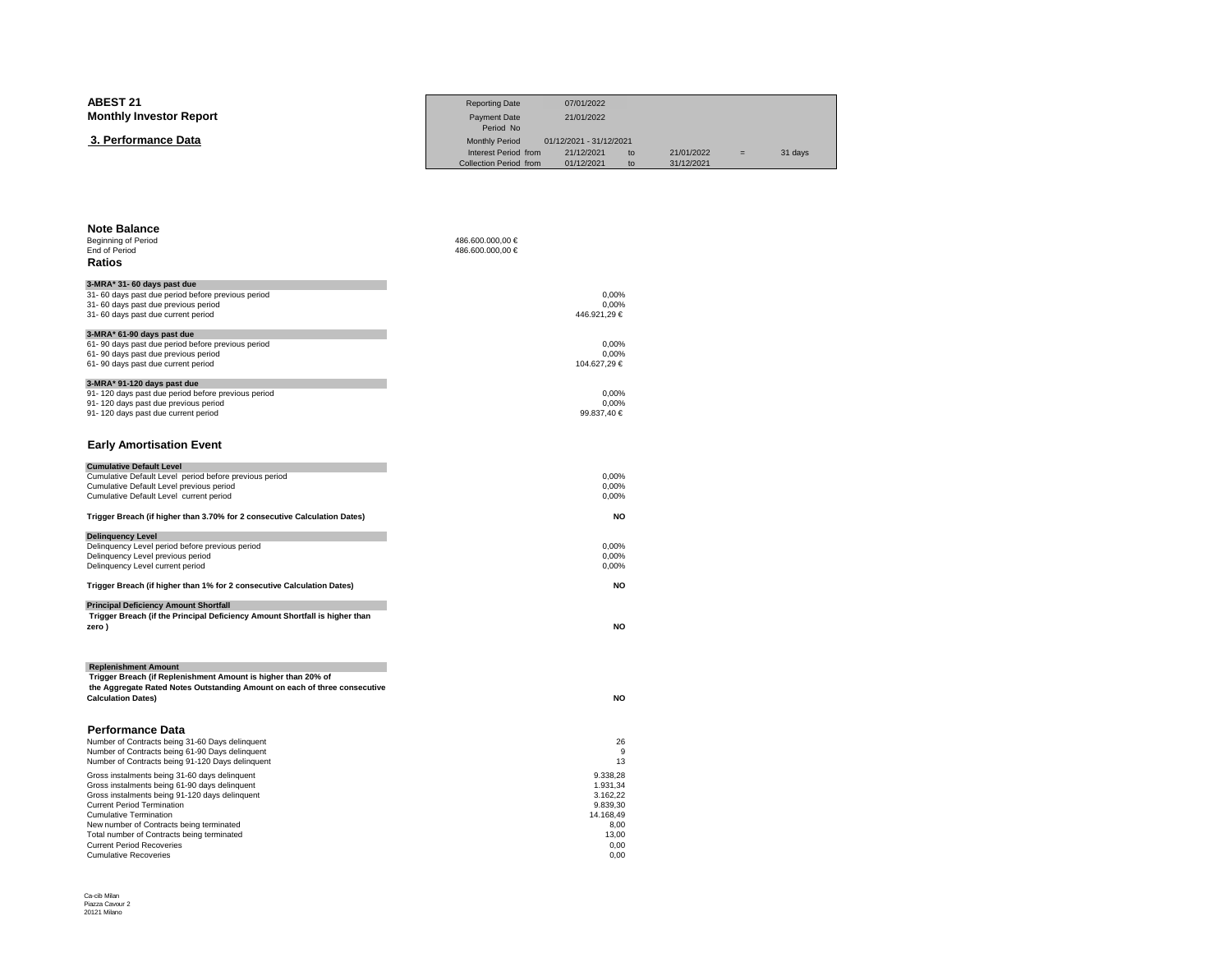**ABEST 21**
**Monthly Investor Report**

**3. Performance Data**

| | | | | | | |
|---|---|---|---|---|---|---|
| Reporting Date | 07/01/2022 | | | | | |
| Payment Date | 21/01/2022 | | | | | |
| Period No | | | | | | |
| Monthly Period | 01/12/2021 - 31/12/2021 | | | | | |
| Interest Period from | 21/12/2021 | to | 21/01/2022 | = | 31 days | |
| Collection Period from | 01/12/2021 | to | 31/12/2021 | | | |

## Note Balance

| | |
|---|---|
| Beginning of Period | 486.600.000,00 € |
| End of Period | 486.600.000,00 € |

## Ratios

| | |
|---|---|
| **3-MRA* 31- 60 days past due** | |
| 31- 60 days past due period before previous period | 0,00% |
| 31- 60 days past due previous period | 0,00% |
| 31- 60 days past due current period | 446.921,29 € |
| **3-MRA* 61-90 days past due** | |
| 61- 90 days past due period before previous period | 0,00% |
| 61- 90 days past due previous period | 0,00% |
| 61- 90 days past due current period | 104.627,29 € |
| **3-MRA* 91-120 days past due** | |
| 91- 120 days past due period before previous period | 0,00% |
| 91- 120 days past due previous period | 0,00% |
| 91- 120 days past due current period | 99.837,40 € |

## Early Amortisation Event

| | |
|---|---|
| **Cumulative Default Level** | |
| Cumulative Default Level period before previous period | 0,00% |
| Cumulative Default Level previous period | 0,00% |
| Cumulative Default Level current period | 0,00% |
| **Trigger Breach (if higher than 3.70% for 2 consecutive Calculation Dates)** | **NO** |
| **Delinquency Level** | |
| Delinquency Level period before previous period | 0,00% |
| Delinquency Level previous period | 0,00% |
| Delinquency Level current period | 0,00% |
| **Trigger Breach (if higher than 1% for 2 consecutive Calculation Dates)** | **NO** |
| **Principal Deficiency Amount Shortfall** | |
| **Trigger Breach (if the Principal Deficiency Amount Shortfall is higher than zero )** | **NO** |
| **Replenishment Amount** | |
| **Trigger Breach (if Replenishment Amount is higher than 20% of the Aggregate Rated Notes Outstanding Amount on each of three consecutive Calculation Dates)** | **NO** |

## Performance Data

| | |
|---|---|
| Number of Contracts being 31-60 Days delinquent | 26 |
| Number of Contracts being 61-90 Days delinquent | 9 |
| Number of Contracts being 91-120 Days delinquent | 13 |
| Gross instalments being 31-60 days delinquent | 9.338,28 |
| Gross instalments being 61-90 days delinquent | 1.931,34 |
| Gross instalments being 91-120 days delinquent | 3.162,22 |
| Current Period Termination | 9.839,30 |
| Cumulative Termination | 14.168,49 |
| New number of Contracts being terminated | 8,00 |
| Total number of Contracts being terminated | 13,00 |
| Current Period Recoveries | 0,00 |
| Cumulative Recoveries | 0,00 |

Ca-cib Milan
Piazza Cavour 2
20121 Milano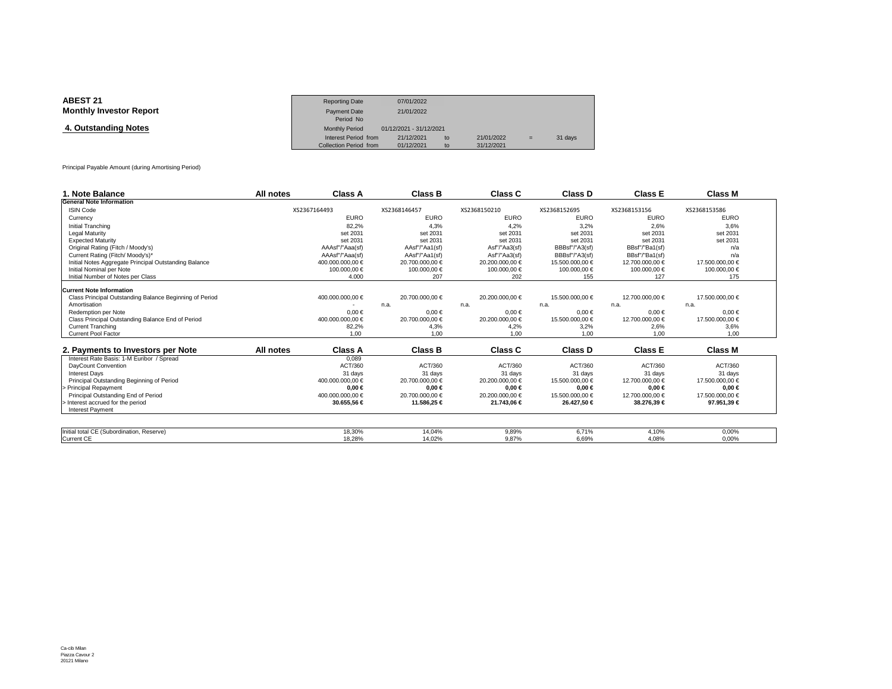**ABEST 21**
**Monthly Investor Report**

**4. Outstanding Notes**

| | | | | | | |
|---|---|---|---|---|---|---|
| Reporting Date | 07/01/2022 | | | | | |
| Payment Date | 21/01/2022 | | | | | |
| Period No | | | | | | |
| Monthly Period | 01/12/2021 - 31/12/2021 | | | | | |
| Interest Period from | 21/12/2021 | to | 21/01/2022 | = | 31 days | |
| Collection Period from | 01/12/2021 | to | 31/12/2021 | | | |

Principal Payable Amount (during Amortising Period)

| 1. Note Balance | All notes | Class A | Class B | Class C | Class D | Class E | Class M |
|---|---|---|---|---|---|---|---|
| **General Note Information** | | | | | | | |
| ISIN Code | | XS2367164493 | XS2368146457 | XS2368150210 | XS2368152695 | XS2368153156 | XS2368153586 |
| Currency | | EURO | EURO | EURO | EURO | EURO | EURO |
| Initial Tranching | | 82,2% | 4,3% | 4,2% | 3,2% | 2,6% | 3,6% |
| Legal Maturity | | set 2031 | set 2031 | set 2031 | set 2031 | set 2031 | set 2031 |
| Expected Maturity | | set 2031 | set 2031 | set 2031 | set 2031 | set 2031 | set 2031 |
| Original Rating (Fitch / Moody's) | | AAAsf"/"Aaa(sf) | AAsf"/"Aa1(sf) | Asf"/"Aa3(sf) | BBBsf"/"A3(sf) | BBsf"/"Ba1(sf) | n/a |
| Current Rating (Fitch/ Moody's)* | | AAAsf"/"Aaa(sf) | AAsf"/"Aa1(sf) | Asf"/"Aa3(sf) | BBBsf"/"A3(sf) | BBsf"/"Ba1(sf) | n/a |
| Initial Notes Aggregate Principal Outstanding Balance | | 400.000.000,00 € | 20.700.000,00 € | 20.200.000,00 € | 15.500.000,00 € | 12.700.000,00 € | 17.500.000,00 € |
| Initial Nominal per Note | | 100.000,00 € | 100.000,00 € | 100.000,00 € | 100.000,00 € | 100.000,00 € | 100.000,00 € |
| Initial Number of Notes per Class | | 4.000 | 207 | 202 | 155 | 127 | 175 |
| **Current Note Information** | | | | | | | |
| Class Principal Outstanding Balance Beginning of Period | | 400.000.000,00 € | 20.700.000,00 € | 20.200.000,00 € | 15.500.000,00 € | 12.700.000,00 € | 17.500.000,00 € |
| Amortisation | | - | n.a. | n.a. | n.a. | n.a. | n.a. |
| Redemption per Note | | 0,00 € | 0,00 € | 0,00 € | 0,00 € | 0,00 € | 0,00 € |
| Class Principal Outstanding Balance End of Period | | 400.000.000,00 € | 20.700.000,00 € | 20.200.000,00 € | 15.500.000,00 € | 12.700.000,00 € | 17.500.000,00 € |
| Current Tranching | | 82,2% | 4,3% | 4,2% | 3,2% | 2,6% | 3,6% |
| Current Pool Factor | | 1,00 | 1,00 | 1,00 | 1,00 | 1,00 | 1,00 |

| 2. Payments to Investors per Note | All notes | Class A | Class B | Class C | Class D | Class E | Class M |
|---|---|---|---|---|---|---|---|
| Interest Rate Basis: 1-M Euribor / Spread | | 0,089 | | | | | |
| DayCount Convention | | ACT/360 | ACT/360 | ACT/360 | ACT/360 | ACT/360 | ACT/360 |
| Interest Days | | 31 days | 31 days | 31 days | 31 days | 31 days | 31 days |
| Principal Outstanding Beginning of Period | | 400.000.000,00 € | 20.700.000,00 € | 20.200.000,00 € | 15.500.000,00 € | 12.700.000,00 € | 17.500.000,00 € |
| > Principal Repayment | | **0,00 €** | **0,00 €** | **0,00 €** | **0,00 €** | **0,00 €** | **0,00 €** |
| Principal Outstanding End of Period | | 400.000.000,00 € | 20.700.000,00 € | 20.200.000,00 € | 15.500.000,00 € | 12.700.000,00 € | 17.500.000,00 € |
| > Interest accrued for the period | | **30.655,56 €** | **11.586,25 €** | **21.743,06 €** | **26.427,50 €** | **38.276,39 €** | **97.951,39 €** |
| Interest Payment | | | | | | | |

| | | | | | | |
|---|---|---|---|---|---|---|
| Initial total CE (Subordination, Reserve) | 18,30% | 14,04% | 9,89% | 6,71% | 4,10% | 0,00% |
| Current CE | 18,28% | 14,02% | 9,87% | 6,69% | 4,08% | 0,00% |

Ca-cib Milan
Piazza Cavour 2
20121 Milano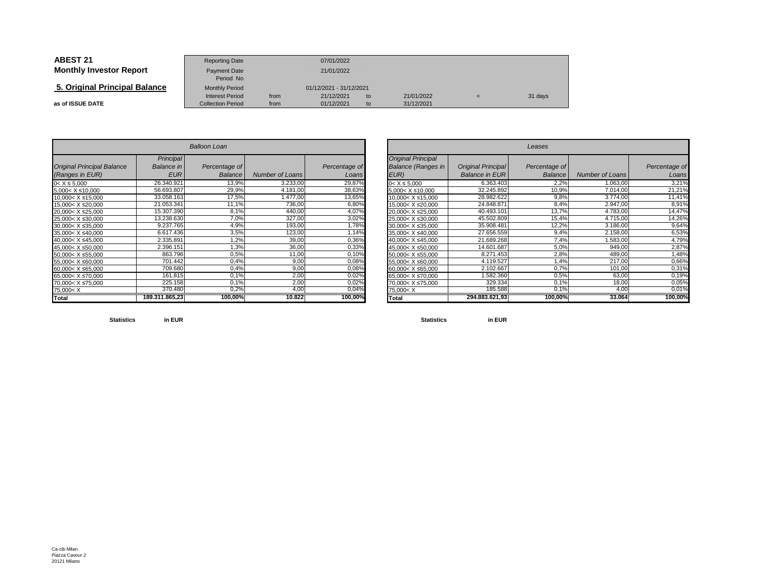**ABEST 21**

**Monthly Investor Report**

## 5. Original Principal Balance

**as of ISSUE DATE**

| | | | | | |
|---|---|---|---|---|---|
| Reporting Date | | 07/01/2022 | | | |
| Payment Date | | 21/01/2022 | | | |
| Period No | | | | | |
| Monthly Period | | 01/12/2021 - 31/12/2021 | | | |
| Interest Period | from | 21/12/2021 | to | 21/01/2022 | = 31 days |
| Collection Period | from | 01/12/2021 | to | 31/12/2021 | |

*Balloon Loan*

| *Original Principal Balance (Ranges in EUR)* | *Principal Balance in EUR* | *Percentage of Balance* | *Number of Loans* | *Percentage of Loans* |
|---|---|---|---|---|
| 0< X ≤ 5,000 | 26.340.921 | 13,9% | 3.233,00 | 29,87% |
| 5,000< X ≤10,000 | 56.693.807 | 29,9% | 4.181,00 | 38,63% |
| 10,000< X ≤15,000 | 33.058.163 | 17,5% | 1.477,00 | 13,65% |
| 15,000< X ≤20,000 | 21.053.341 | 11,1% | 736,00 | 6,80% |
| 20,000< X ≤25,000 | 15.307.390 | 8,1% | 440,00 | 4,07% |
| 25,000< X ≤30,000 | 13.238.630 | 7,0% | 327,00 | 3,02% |
| 30,000< X ≤35,000 | 9.237.765 | 4,9% | 193,00 | 1,78% |
| 35,000< X ≤40,000 | 6.617.436 | 3,5% | 123,00 | 1,14% |
| 40,000< X ≤45,000 | 2.335.891 | 1,2% | 39,00 | 0,36% |
| 45,000< X ≤50,000 | 2.396.151 | 1,3% | 36,00 | 0,33% |
| 50,000< X ≤55,000 | 863.796 | 0,5% | 11,00 | 0,10% |
| 55,000< X ≤60,000 | 701.442 | 0,4% | 9,00 | 0,08% |
| 60,000< X ≤65,000 | 709.680 | 0,4% | 9,00 | 0,08% |
| 65,000< X ≤70,000 | 161.815 | 0,1% | 2,00 | 0,02% |
| 70,000< X ≤75,000 | 225.158 | 0,1% | 2,00 | 0,02% |
| 75,000< X | 370.480 | 0,2% | 4,00 | 0,04% |
| **Total** | **189.311.865,23** | **100,00%** | **10.822** | **100,00%** |

**Statistics** **in EUR**

*Leases*

| *Original Principal Balance (Ranges in EUR)* | *Original Principal Balance in EUR* | *Percentage of Balance* | *Number of Loans* | *Percentage of Loans* |
|---|---|---|---|---|
| 0< X ≤ 5,000 | 6.363.403 | 2,2% | 1.063,00 | 3,21% |
| 5,000< X ≤10,000 | 32.245.892 | 10,9% | 7.014,00 | 21,21% |
| 10,000< X ≤15,000 | 28.982.622 | 9,8% | 3.774,00 | 11,41% |
| 15,000< X ≤20,000 | 24.848.871 | 8,4% | 2.947,00 | 8,91% |
| 20,000< X ≤25,000 | 40.493.101 | 13,7% | 4.783,00 | 14,47% |
| 25,000< X ≤30,000 | 45.502.809 | 15,4% | 4.715,00 | 14,26% |
| 30,000< X ≤35,000 | 35.908.481 | 12,2% | 3.186,00 | 9,64% |
| 35,000< X ≤40,000 | 27.656.559 | 9,4% | 2.158,00 | 6,53% |
| 40,000< X ≤45,000 | 21.689.268 | 7,4% | 1.583,00 | 4,79% |
| 45,000< X ≤50,000 | 14.601.687 | 5,0% | 949,00 | 2,87% |
| 50,000< X ≤55,000 | 8.271.453 | 2,8% | 489,00 | 1,48% |
| 55,000< X ≤60,000 | 4.119.527 | 1,4% | 217,00 | 0,66% |
| 60,000< X ≤65,000 | 2.102.667 | 0,7% | 101,00 | 0,31% |
| 65,000< X ≤70,000 | 1.582.360 | 0,5% | 63,00 | 0,19% |
| 70,000< X ≤75,000 | 329.334 | 0,1% | 18,00 | 0,05% |
| 75,000< X | 185.588 | 0,1% | 4,00 | 0,01% |
| **Total** | **294.883.621,93** | **100,00%** | **33.064** | **100,00%** |

**Statistics** **in EUR**

Ca-cib Milan
Piazza Cavour 2
20121 Milano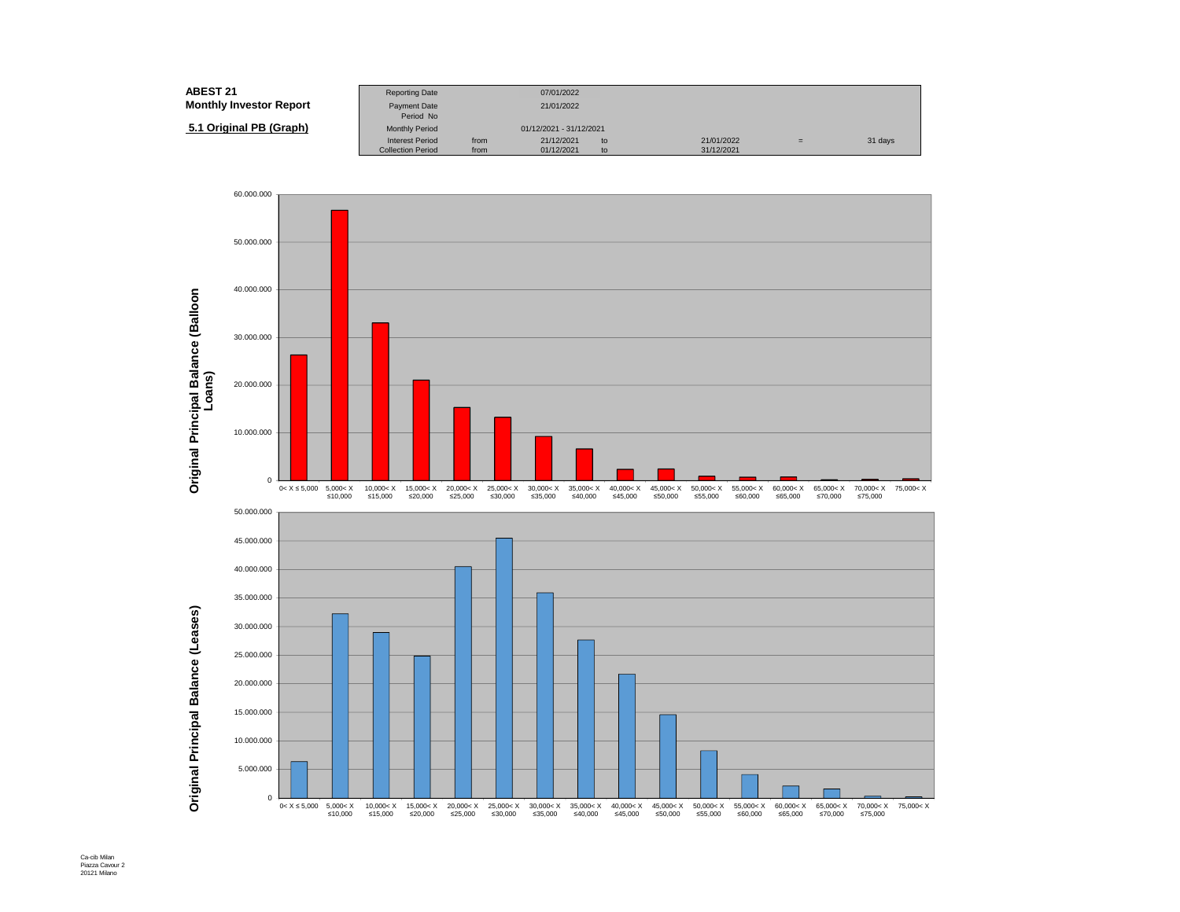**ABEST 21**
**Monthly Investor Report**

**5.1 Original PB (Graph)**

| | | | | | | |
|---|---|---|---|---|---|---|
| Reporting Date | | 07/01/2022 | | | | |
| Payment Date | | 21/01/2022 | | | | |
| Period No | | | | | | |
| Monthly Period | | 01/12/2021 - 31/12/2021 | | | | |
| Interest Period | from | 21/12/2021 | to | 21/01/2022 | = | 31 days |
| Collection Period | from | 01/12/2021 | to | 31/12/2021 | | |

Original Principal Balance (Balloon Loans)

60.000.000
50.000.000
40.000.000
30.000.000
20.000.000
10.000.000
0

0< X ≤ 5,000
5,000< X ≤10,000
10,000< X ≤15,000
15,000< X ≤20,000
20,000< X ≤25,000
25,000< X ≤30,000
30,000< X ≤35,000
35,000< X ≤40,000
40,000< X ≤45,000
45,000< X ≤50,000
50,000< X ≤55,000
55,000< X ≤60,000
60,000< X ≤65,000
65,000< X ≤70,000
70,000< X ≤75,000
75,000< X

Original Principal Balance (Leases)

50.000.000
45.000.000
40.000.000
35.000.000
30.000.000
25.000.000
20.000.000
15.000.000
10.000.000
5.000.000
0

0< X ≤ 5,000
5,000< X ≤10,000
10,000< X ≤15,000
15,000< X ≤20,000
20,000< X ≤25,000
25,000< X ≤30,000
30,000< X ≤35,000
35,000< X ≤40,000
40,000< X ≤45,000
45,000< X ≤50,000
50,000< X ≤55,000
55,000< X ≤60,000
60,000< X ≤65,000
65,000< X ≤70,000
70,000< X ≤75,000
75,000< X

Ca-cib Milan
Piazza Cavour 2
20121 Milano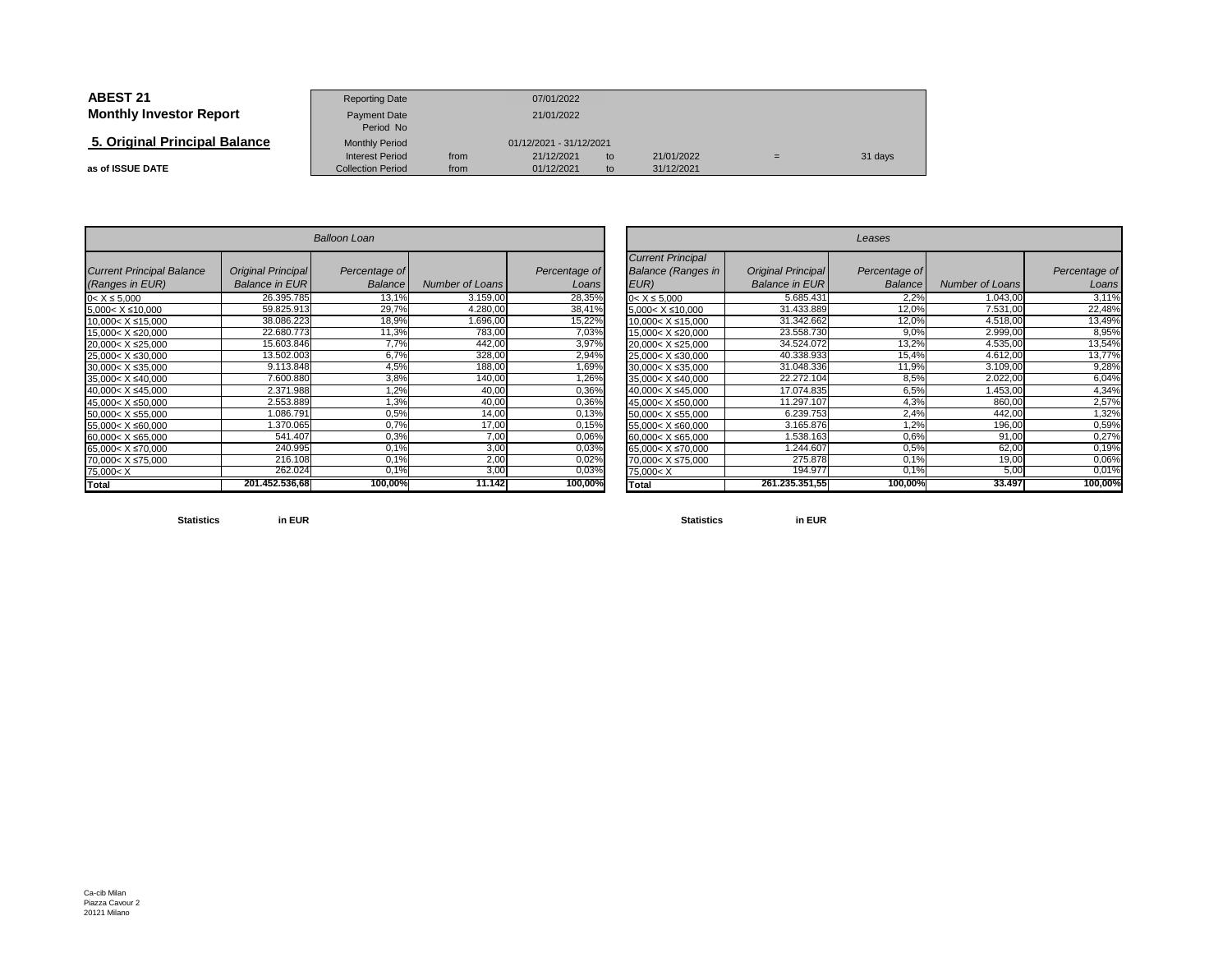**ABEST 21**

**Monthly Investor Report**

## 5. Original Principal Balance

**as of ISSUE DATE**

| | | | | | |
|---|---|---|---|---|---|
| Reporting Date | | 07/01/2022 | | | |
| Payment Date | | 21/01/2022 | | | |
| Period No | | | | | |
| Monthly Period | | 01/12/2021 - 31/12/2021 | | | |
| Interest Period | from | 21/12/2021 | to | 21/01/2022 | = 31 days |
| Collection Period | from | 01/12/2021 | to | 31/12/2021 | |

| *Balloon Loan* | | | | |
|---|---|---|---|---|
| *Current Principal Balance (Ranges in EUR)* | *Original Principal Balance in EUR* | *Percentage of Balance* | *Number of Loans* | *Percentage of Loans* |
| 0< X ≤ 5,000 | 26.395.785 | 13,1% | 3.159,00 | 28,35% |
| 5,000< X ≤10,000 | 59.825.913 | 29,7% | 4.280,00 | 38,41% |
| 10,000< X ≤15,000 | 38.086.223 | 18,9% | 1.696,00 | 15,22% |
| 15,000< X ≤20,000 | 22.680.773 | 11,3% | 783,00 | 7,03% |
| 20,000< X ≤25,000 | 15.603.846 | 7,7% | 442,00 | 3,97% |
| 25,000< X ≤30,000 | 13.502.003 | 6,7% | 328,00 | 2,94% |
| 30,000< X ≤35,000 | 9.113.848 | 4,5% | 188,00 | 1,69% |
| 35,000< X ≤40,000 | 7.600.880 | 3,8% | 140,00 | 1,26% |
| 40,000< X ≤45,000 | 2.371.988 | 1,2% | 40,00 | 0,36% |
| 45,000< X ≤50,000 | 2.553.889 | 1,3% | 40,00 | 0,36% |
| 50,000< X ≤55,000 | 1.086.791 | 0,5% | 14,00 | 0,13% |
| 55,000< X ≤60,000 | 1.370.065 | 0,7% | 17,00 | 0,15% |
| 60,000< X ≤65,000 | 541.407 | 0,3% | 7,00 | 0,06% |
| 65,000< X ≤70,000 | 240.995 | 0,1% | 3,00 | 0,03% |
| 70,000< X ≤75,000 | 216.108 | 0,1% | 2,00 | 0,02% |
| 75,000< X | 262.024 | 0,1% | 3,00 | 0,03% |
| **Total** | **201.452.536,68** | **100,00%** | **11.142** | **100,00%** |

| *Leases* | | | | |
|---|---|---|---|---|
| *Current Principal Balance (Ranges in EUR)* | *Original Principal Balance in EUR* | *Percentage of Balance* | *Number of Loans* | *Percentage of Loans* |
| 0< X ≤ 5,000 | 5.685.431 | 2,2% | 1.043,00 | 3,11% |
| 5,000< X ≤10,000 | 31.433.889 | 12,0% | 7.531,00 | 22,48% |
| 10,000< X ≤15,000 | 31.342.662 | 12,0% | 4.518,00 | 13,49% |
| 15,000< X ≤20,000 | 23.558.730 | 9,0% | 2.999,00 | 8,95% |
| 20,000< X ≤25,000 | 34.524.072 | 13,2% | 4.535,00 | 13,54% |
| 25,000< X ≤30,000 | 40.338.933 | 15,4% | 4.612,00 | 13,77% |
| 30,000< X ≤35,000 | 31.048.336 | 11,9% | 3.109,00 | 9,28% |
| 35,000< X ≤40,000 | 22.272.104 | 8,5% | 2.022,00 | 6,04% |
| 40,000< X ≤45,000 | 17.074.835 | 6,5% | 1.453,00 | 4,34% |
| 45,000< X ≤50,000 | 11.297.107 | 4,3% | 860,00 | 2,57% |
| 50,000< X ≤55,000 | 6.239.753 | 2,4% | 442,00 | 1,32% |
| 55,000< X ≤60,000 | 3.165.876 | 1,2% | 196,00 | 0,59% |
| 60,000< X ≤65,000 | 1.538.163 | 0,6% | 91,00 | 0,27% |
| 65,000< X ≤70,000 | 1.244.607 | 0,5% | 62,00 | 0,19% |
| 70,000< X ≤75,000 | 275.878 | 0,1% | 19,00 | 0,06% |
| 75,000< X | 194.977 | 0,1% | 5,00 | 0,01% |
| **Total** | **261.235.351,55** | **100,00%** | **33.497** | **100,00%** |

**Statistics** **in EUR**

**Statistics** **in EUR**

Ca-cib Milan
Piazza Cavour 2
20121 Milano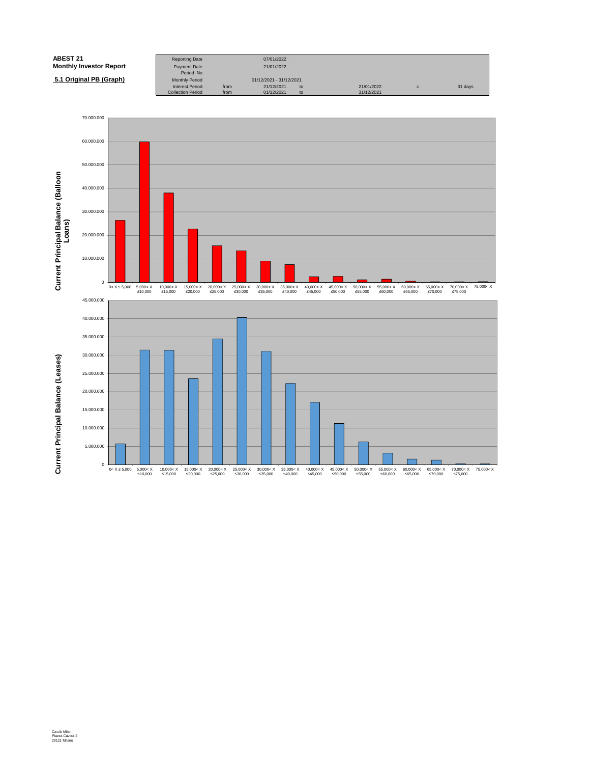**ABEST 21**
**Monthly Investor Report**

**5.1 Original PB (Graph)**

| | | | | | | |
|---|---|---|---|---|---|---|
| Reporting Date | | 07/01/2022 | | | | |
| Payment Date | | 21/01/2022 | | | | |
| Period No | | | | | | |
| Monthly Period | | 01/12/2021 - 31/12/2021 | | | | |
| Interest Period | from | 21/12/2021 | to | 21/01/2022 | = | 31 days |
| Collection Period | from | 01/12/2021 | to | 31/12/2021 | | |

Current Principal Balance (Balloon Loans)

70.000.000
60.000.000
50.000.000
40.000.000
30.000.000
20.000.000
10.000.000
0

0< X ≤ 5,000
5,000< X ≤10,000
10,000< X ≤15,000
15,000< X ≤20,000
20,000< X ≤25,000
25,000< X ≤30,000
30,000< X ≤35,000
35,000< X ≤40,000
40,000< X ≤45,000
45,000< X ≤50,000
50,000< X ≤55,000
55,000< X ≤60,000
60,000< X ≤65,000
65,000< X ≤70,000
70,000< X ≤75,000
75,000< X

Current Principal Balance (Leases)

45.000.000
40.000.000
35.000.000
30.000.000
25.000.000
20.000.000
15.000.000
10.000.000
5.000.000
0

0< X ≤ 5,000
5,000< X ≤10,000
10,000< X ≤15,000
15,000< X ≤20,000
20,000< X ≤25,000
25,000< X ≤30,000
30,000< X ≤35,000
35,000< X ≤40,000
40,000< X ≤45,000
45,000< X ≤50,000
50,000< X ≤55,000
55,000< X ≤60,000
60,000< X ≤65,000
65,000< X ≤70,000
70,000< X ≤75,000
75,000< X

Ca-cib Milan
Piazza Cavour 2
20121 Milano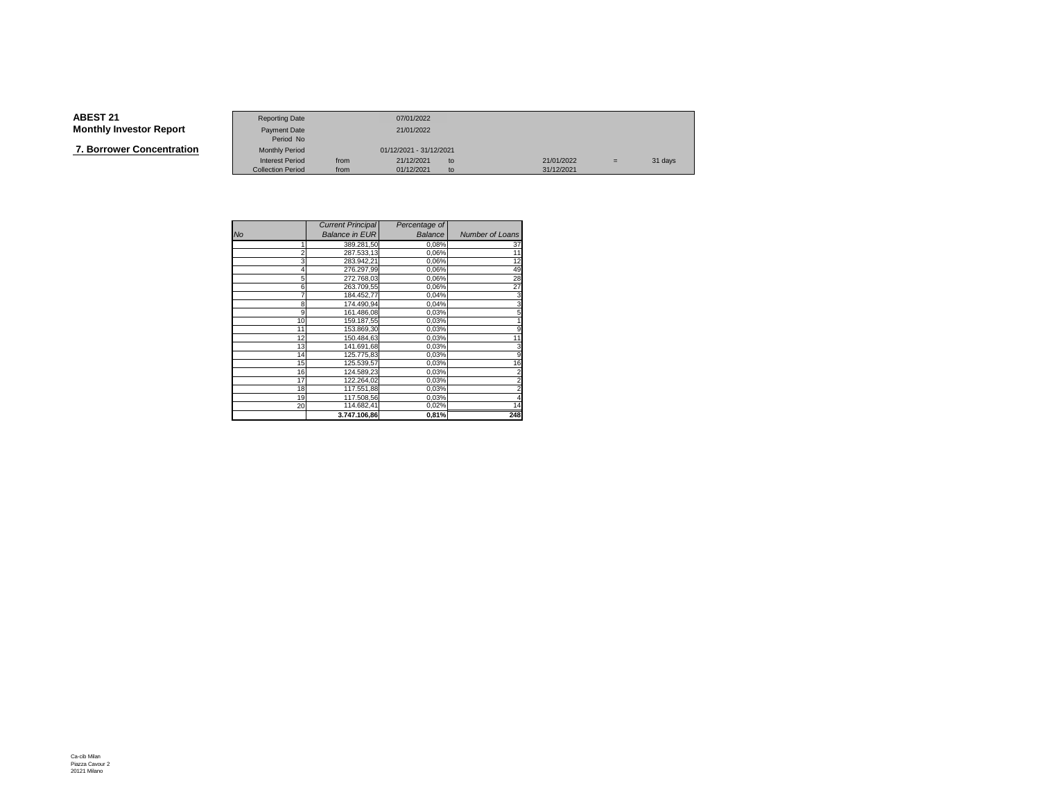**ABEST 21**
**Monthly Investor Report**

**7. Borrower Concentration**

| | | | | | | | |
|---|---|---|---|---|---|---|---|
| Reporting Date | | 07/01/2022 | | | | | |
| Payment Date | | 21/01/2022 | | | | | |
| Period No | | | | | | | |
| Monthly Period | | 01/12/2021 - 31/12/2021 | | | | | |
| Interest Period | from | 21/12/2021 | to | | 21/01/2022 | = | 31 days |
| Collection Period | from | 01/12/2021 | to | | 31/12/2021 | | |

| *No* | *Current Principal Balance in EUR* | *Percentage of Balance* | *Number of Loans* |
|---|---|---|---|
| 1 | 389.281,50 | 0,08% | 37 |
| 2 | 287.533,13 | 0,06% | 11 |
| 3 | 283.942,21 | 0,06% | 12 |
| 4 | 276.297,99 | 0,06% | 49 |
| 5 | 272.768,03 | 0,06% | 28 |
| 6 | 263.709,55 | 0,06% | 27 |
| 7 | 184.452,77 | 0,04% | 3 |
| 8 | 174.490,94 | 0,04% | 3 |
| 9 | 161.486,08 | 0,03% | 5 |
| 10 | 159.187,55 | 0,03% | 1 |
| 11 | 153.869,30 | 0,03% | 9 |
| 12 | 150.484,63 | 0,03% | 11 |
| 13 | 141.691,68 | 0,03% | 3 |
| 14 | 125.775,83 | 0,03% | 9 |
| 15 | 125.539,57 | 0,03% | 16 |
| 16 | 124.589,23 | 0,03% | 2 |
| 17 | 122.264,02 | 0,03% | 2 |
| 18 | 117.551,88 | 0,03% | 2 |
| 19 | 117.508,56 | 0,03% | 4 |
| 20 | 114.682,41 | 0,02% | 14 |
| | **3.747.106,86** | **0,81%** | **248** |

Ca-cib Milan
Piazza Cavour 2
20121 Milano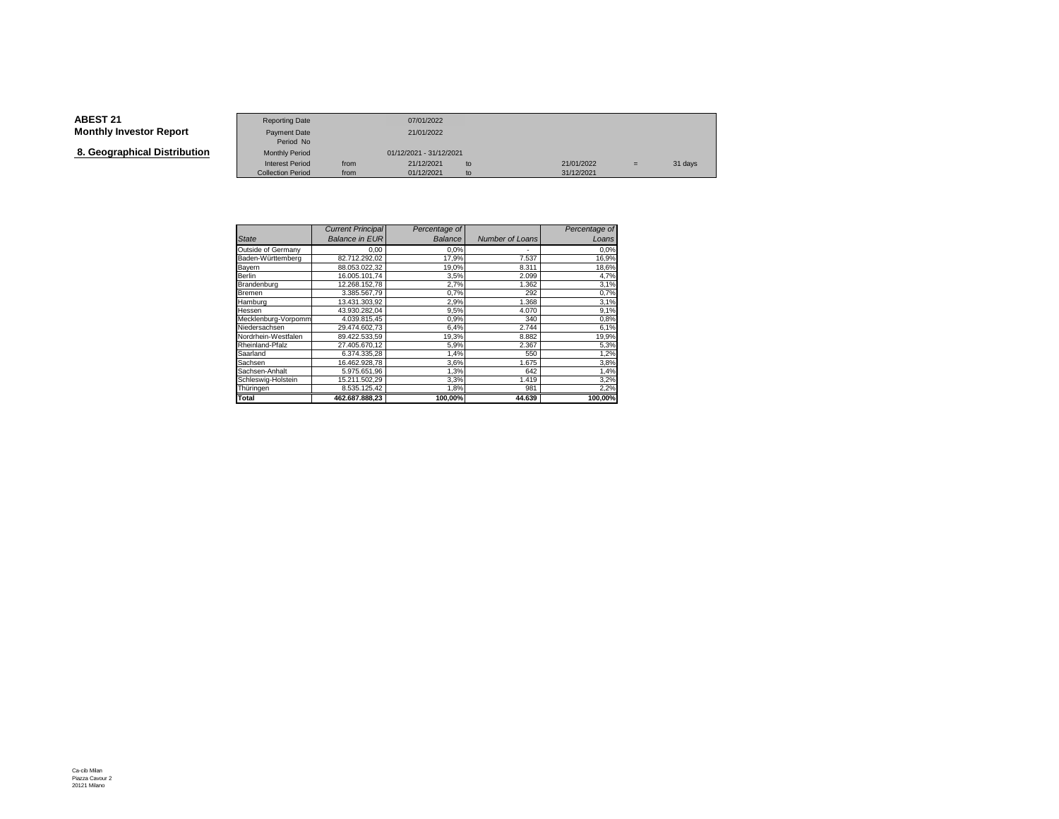**ABEST 21**
**Monthly Investor Report**

## 8. Geographical Distribution

| | | | | | | |
|---|---|---|---|---|---|---|
| Reporting Date | | 07/01/2022 | | | | |
| Payment Date | | 21/01/2022 | | | | |
| Period No | | | | | | |
| Monthly Period | | 01/12/2021 - 31/12/2021 | | | | |
| Interest Period | from | 21/12/2021 | to | 21/01/2022 | = | 31 days |
| Collection Period | from | 01/12/2021 | to | 31/12/2021 | | |

| *State* | *Current Principal Balance in EUR* | *Percentage of Balance* | *Number of Loans* | *Percentage of Loans* |
|---|---|---|---|---|
| Outside of Germany | 0,00 | 0,0% | - | 0,0% |
| Baden-Württemberg | 82.712.292,02 | 17,9% | 7.537 | 16,9% |
| Bayern | 88.053.022,32 | 19,0% | 8.311 | 18,6% |
| Berlin | 16.005.101,74 | 3,5% | 2.099 | 4,7% |
| Brandenburg | 12.268.152,78 | 2,7% | 1.362 | 3,1% |
| Bremen | 3.385.567,79 | 0,7% | 292 | 0,7% |
| Hamburg | 13.431.303,92 | 2,9% | 1.368 | 3,1% |
| Hessen | 43.930.282,04 | 9,5% | 4.070 | 9,1% |
| Mecklenburg-Vorpomm | 4.039.815,45 | 0,9% | 340 | 0,8% |
| Niedersachsen | 29.474.602,73 | 6,4% | 2.744 | 6,1% |
| Nordrhein-Westfalen | 89.422.533,59 | 19,3% | 8.882 | 19,9% |
| Rheinland-Pfalz | 27.405.670,12 | 5,9% | 2.367 | 5,3% |
| Saarland | 6.374.335,28 | 1,4% | 550 | 1,2% |
| Sachsen | 16.462.928,78 | 3,6% | 1.675 | 3,8% |
| Sachsen-Anhalt | 5.975.651,96 | 1,3% | 642 | 1,4% |
| Schleswig-Holstein | 15.211.502,29 | 3,3% | 1.419 | 3,2% |
| Thüringen | 8.535.125,42 | 1,8% | 981 | 2,2% |
| **Total** | **462.687.888,23** | **100,00%** | **44.639** | **100,00%** |

Ca-cib Milan
Piazza Cavour 2
20121 Milano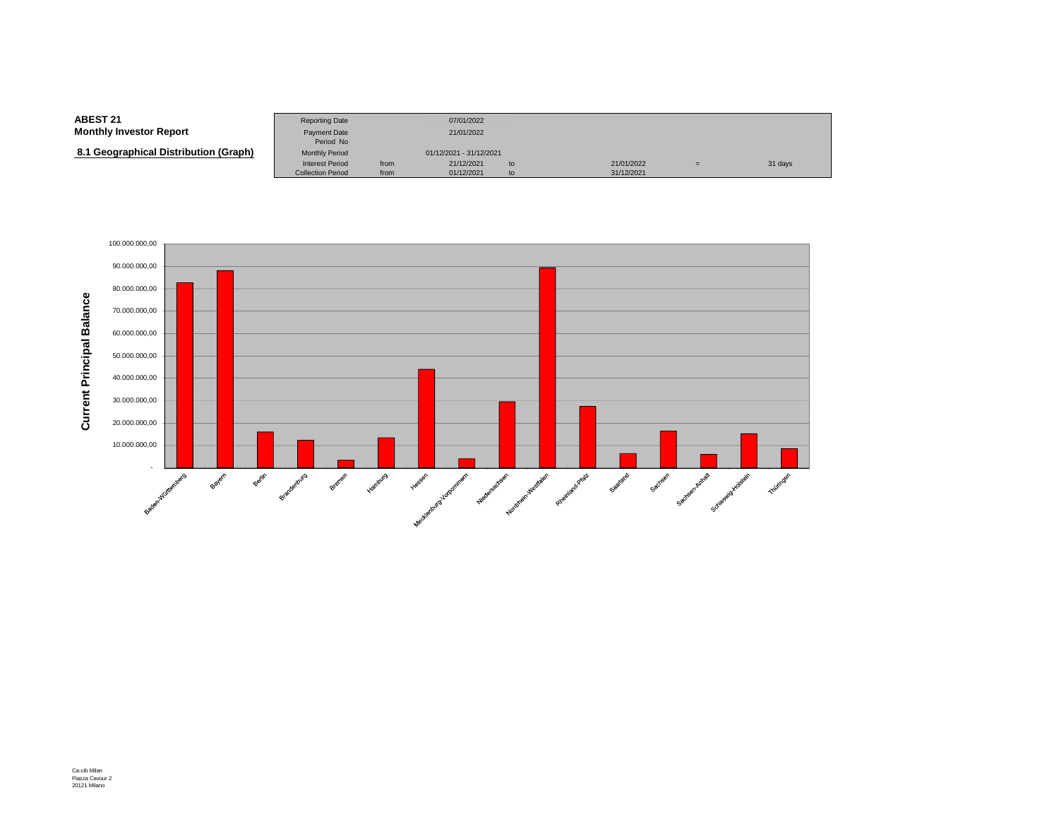**ABEST 21**
**Monthly Investor Report**

**8.1 Geographical Distribution (Graph)**

| | | | | | | |
|---|---|---|---|---|---|---|
| Reporting Date | | 07/01/2022 | | | | |
| Payment Date | | 21/01/2022 | | | | |
| Period No | | | | | | |
| Monthly Period | | 01/12/2021 - 31/12/2021 | | | | |
| Interest Period | from | 21/12/2021 | to | 21/01/2022 | = | 31 days |
| Collection Period | from | 01/12/2021 | to | 31/12/2021 | | |

Current Principal Balance

100.000.000,00
90.000.000,00
80.000.000,00
70.000.000,00
60.000.000,00
50.000.000,00
40.000.000,00
30.000.000,00
20.000.000,00
10.000.000,00
-

Baden-Württemberg
Bayern
Berlin
Brandenburg
Bremen
Hamburg
Hessen
Mecklenburg-Vorpommern
Niedersachsen
Nordrhein-Westfalen
Rheinland-Pfalz
Saarland
Sachsen
Sachsen-Anhalt
Schleswig-Holstein
Thüringen

Ca-cib Milan
Piazza Cavour 2
20121 Milano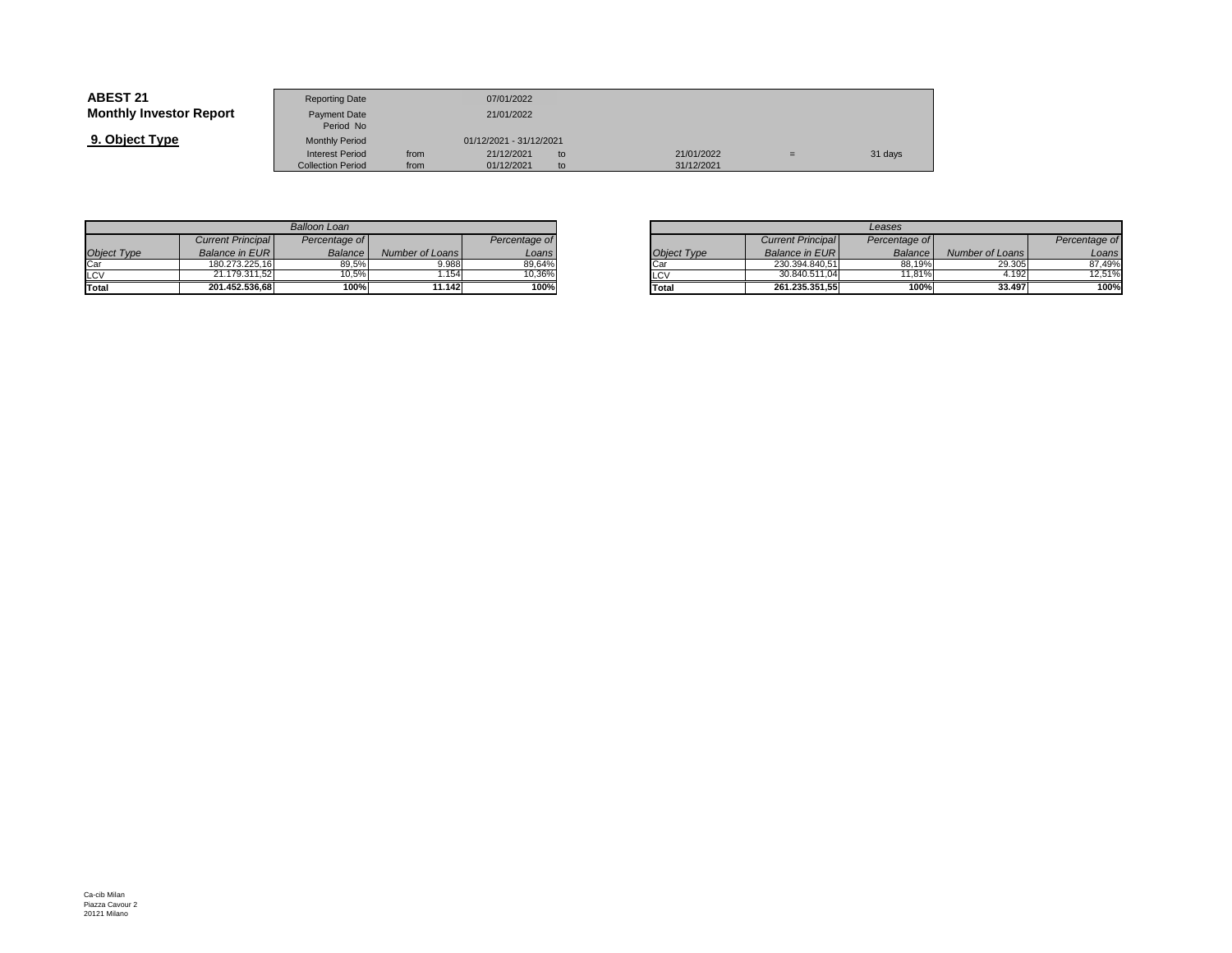**ABEST 21**
**Monthly Investor Report**

## 9. Object Type

| Reporting Date | | 07/01/2022 | | | | |
|---|---|---|---|---|---|---|
| Payment Date | | 21/01/2022 | | | | |
| Period No | | | | | | |
| Monthly Period | | 01/12/2021 - 31/12/2021 | | | | |
| Interest Period | from | 21/12/2021 | to | 21/01/2022 | = | 31 days |
| Collection Period | from | 01/12/2021 | to | 31/12/2021 | | |

| *Balloon Loan* | | | | |
|---|---|---|---|---|
| *Object Type* | *Current Principal Balance in EUR* | *Percentage of Balance* | *Number of Loans* | *Percentage of Loans* |
| Car | 180.273.225,16 | 89,5% | 9.988 | 89,64% |
| LCV | 21.179.311,52 | 10,5% | 1.154 | 10,36% |
| **Total** | **201.452.536,68** | **100%** | **11.142** | **100%** |

| *Leases* | | | | |
|---|---|---|---|---|
| *Object Type* | *Current Principal Balance in EUR* | *Percentage of Balance* | *Number of Loans* | *Percentage of Loans* |
| Car | 230.394.840,51 | 88,19% | 29.305 | 87,49% |
| LCV | 30.840.511,04 | 11,81% | 4.192 | 12,51% |
| **Total** | **261.235.351,55** | **100%** | **33.497** | **100%** |

Ca-cib Milan
Piazza Cavour 2
20121 Milano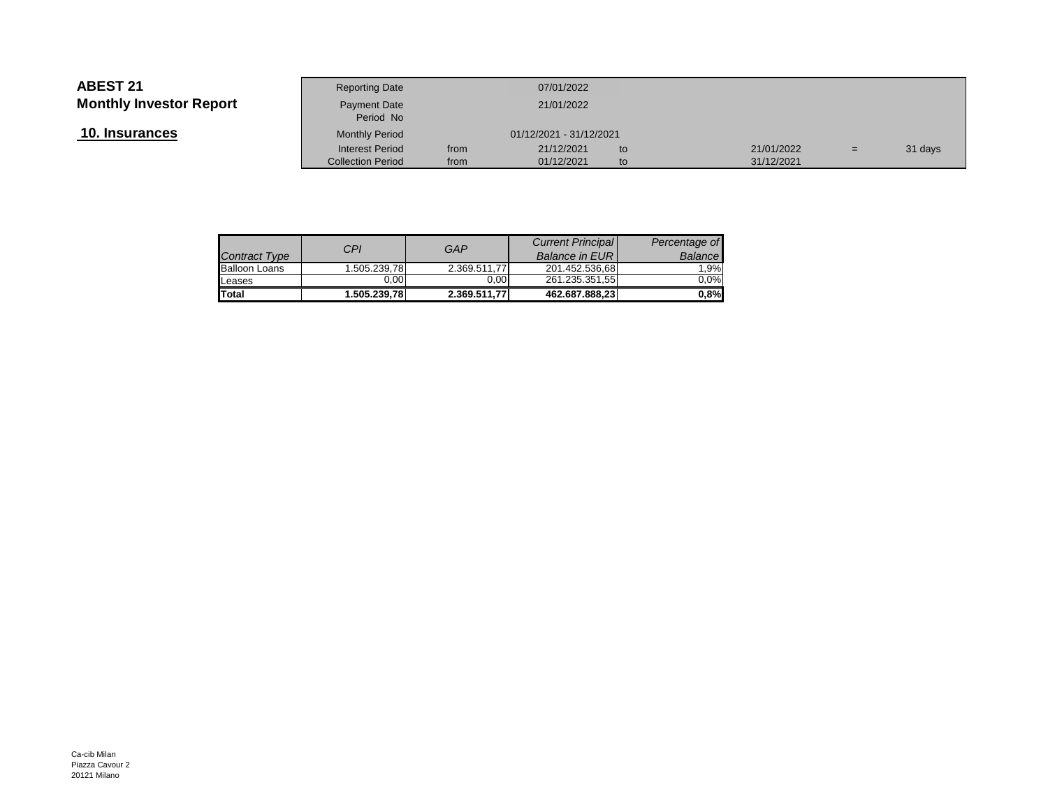**ABEST 21**
**Monthly Investor Report**

## 10. Insurances

| | | | | | | | |
|---|---|---|---|---|---|---|---|
| Reporting Date | | 07/01/2022 | | | | | |
| Payment Date | | 21/01/2022 | | | | | |
| Period No | | | | | | | |
| Monthly Period | | 01/12/2021 - 31/12/2021 | | | | | |
| Interest Period | from | 21/12/2021 | to | 21/01/2022 | = | 31 days | |
| Collection Period | from | 01/12/2021 | to | 31/12/2021 | | | |

| *Contract Type* | *CPI* | *GAP* | *Current Principal Balance in EUR* | *Percentage of Balance* |
|---|---|---|---|---|
| Balloon Loans | 1.505.239,78 | 2.369.511,77 | 201.452.536,68 | 1,9% |
| Leases | 0,00 | 0,00 | 261.235.351,55 | 0,0% |
| **Total** | **1.505.239,78** | **2.369.511,77** | **462.687.888,23** | **0,8%** |

Ca-cib Milan
Piazza Cavour 2
20121 Milano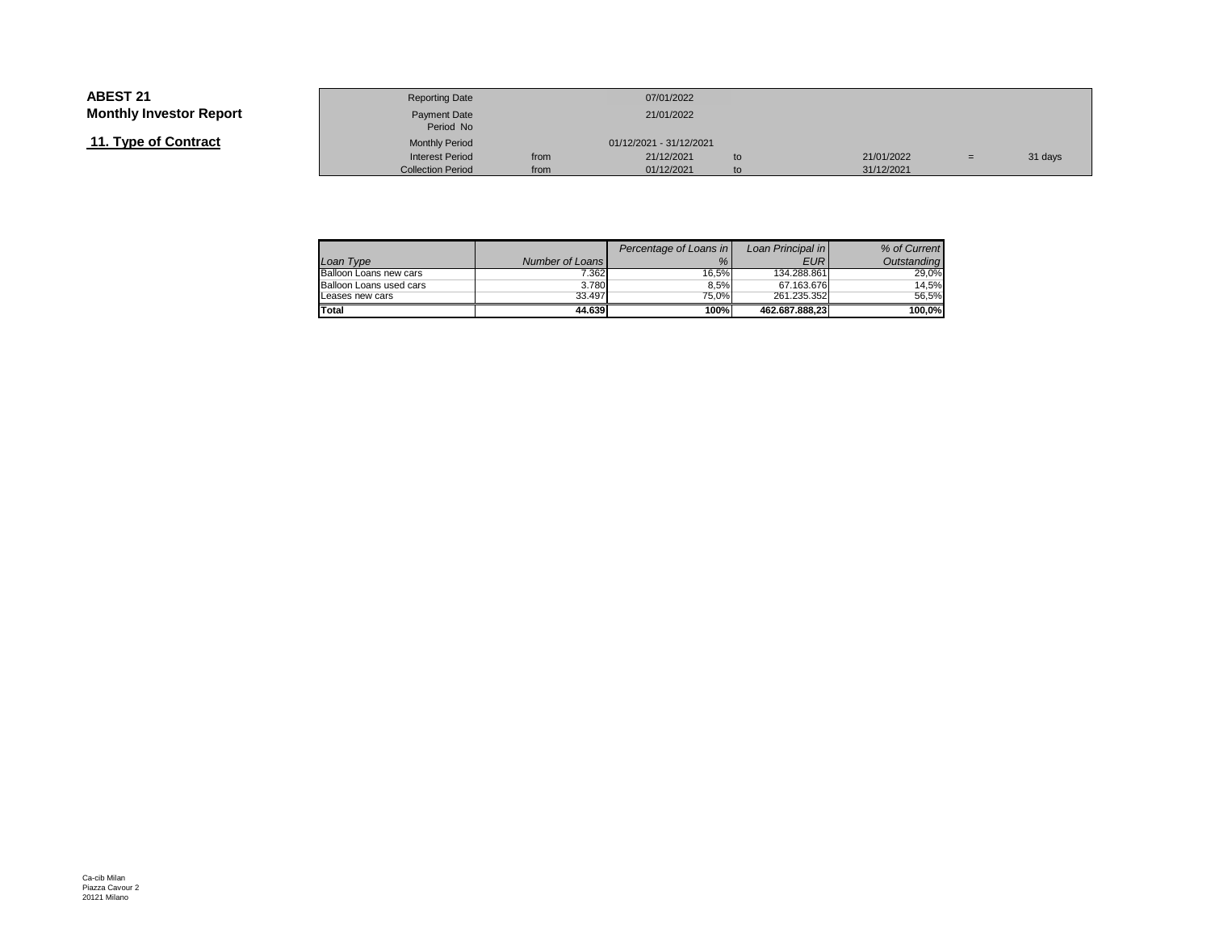**ABEST 21**
**Monthly Investor Report**

**11. Type of Contract**

| | | | | | | |
|---|---|---|---|---|---|---|
| Reporting Date | | 07/01/2022 | | | | |
| Payment Date | | 21/01/2022 | | | | |
| Period No | | | | | | |
| Monthly Period | | 01/12/2021 - 31/12/2021 | | | | |
| Interest Period | from | 21/12/2021 | to | 21/01/2022 | = | 31 days |
| Collection Period | from | 01/12/2021 | to | 31/12/2021 | | |

| *Loan Type* | *Number of Loans* | *Percentage of Loans in %* | *Loan Principal in EUR* | *% of Current Outstanding* |
|---|---|---|---|---|
| Balloon Loans new cars | 7.362 | 16,5% | 134.288.861 | 29,0% |
| Balloon Loans used cars | 3.780 | 8,5% | 67.163.676 | 14,5% |
| Leases new cars | 33.497 | 75,0% | 261.235.352 | 56,5% |
| **Total** | **44.639** | **100%** | **462.687.888,23** | **100,0%** |

Ca-cib Milan
Piazza Cavour 2
20121 Milano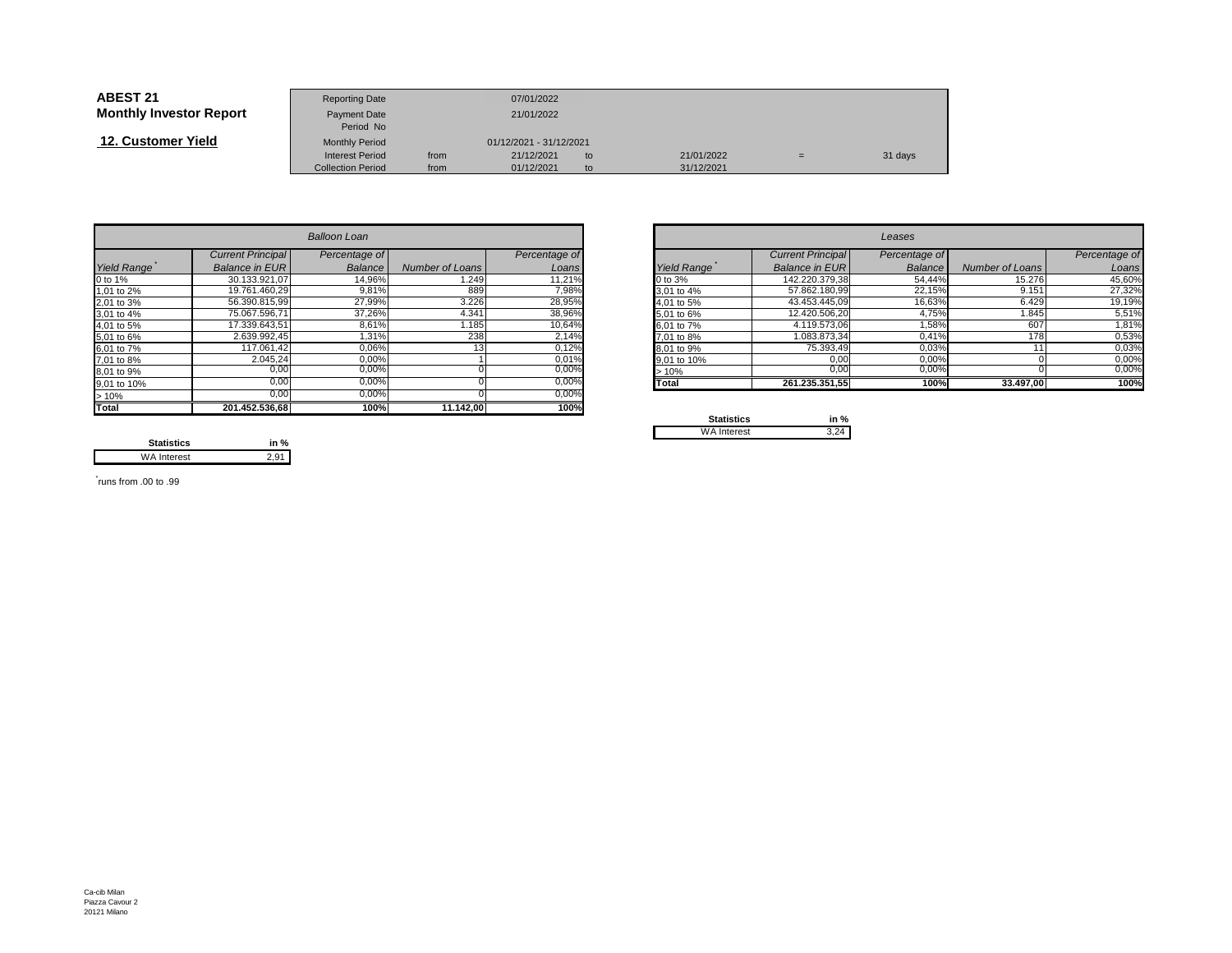**ABEST 21**
**Monthly Investor Report**

## 12. Customer Yield

| | | | | | | |
|---|---|---|---|---|---|---|
| Reporting Date | | 07/01/2022 | | | | |
| Payment Date | | 21/01/2022 | | | | |
| Period No | | | | | | |
| Monthly Period | | 01/12/2021 - 31/12/2021 | | | | |
| Interest Period | from | 21/12/2021 | to | 21/01/2022 | = | 31 days |
| Collection Period | from | 01/12/2021 | to | 31/12/2021 | | |

| *Balloon Loan* | | | | |
|---|---|---|---|---|
| *Yield Range*[*] | *Current Principal Balance in EUR* | *Percentage of Balance* | *Number of Loans* | *Percentage of Loans* |
| 0 to 1% | 30.133.921,07 | 14,96% | 1.249 | 11,21% |
| 1,01 to 2% | 19.761.460,29 | 9,81% | 889 | 7,98% |
| 2,01 to 3% | 56.390.815,99 | 27,99% | 3.226 | 28,95% |
| 3,01 to 4% | 75.067.596,71 | 37,26% | 4.341 | 38,96% |
| 4,01 to 5% | 17.339.643,51 | 8,61% | 1.185 | 10,64% |
| 5,01 to 6% | 2.639.992,45 | 1,31% | 238 | 2,14% |
| 6,01 to 7% | 117.061,42 | 0,06% | 13 | 0,12% |
| 7,01 to 8% | 2.045,24 | 0,00% | 1 | 0,01% |
| 8,01 to 9% | 0,00 | 0,00% | 0 | 0,00% |
| 9,01 to 10% | 0,00 | 0,00% | 0 | 0,00% |
| > 10% | 0,00 | 0,00% | 0 | 0,00% |
| **Total** | **201.452.536,68** | **100%** | **11.142,00** | **100%** |

| Statistics | in % |
|---|---|
| WA Interest | 2,91 |

| *Leases* | | | | |
|---|---|---|---|---|
| *Yield Range*[*] | *Current Principal Balance in EUR* | *Percentage of Balance* | *Number of Loans* | *Percentage of Loans* |
| 0 to 3% | 142.220.379,38 | 54,44% | 15.276 | 45,60% |
| 3,01 to 4% | 57.862.180,99 | 22,15% | 9.151 | 27,32% |
| 4,01 to 5% | 43.453.445,09 | 16,63% | 6.429 | 19,19% |
| 5,01 to 6% | 12.420.506,20 | 4,75% | 1.845 | 5,51% |
| 6,01 to 7% | 4.119.573,06 | 1,58% | 607 | 1,81% |
| 7,01 to 8% | 1.083.873,34 | 0,41% | 178 | 0,53% |
| 8,01 to 9% | 75.393,49 | 0,03% | 11 | 0,03% |
| 9,01 to 10% | 0,00 | 0,00% | 0 | 0,00% |
| > 10% | 0,00 | 0,00% | 0 | 0,00% |
| **Total** | **261.235.351,55** | **100%** | **33.497,00** | **100%** |

| Statistics | in % |
|---|---|
| WA Interest | 3,24 |

[*] runs from .00 to .99

Ca-cib Milan
Piazza Cavour 2
20121 Milano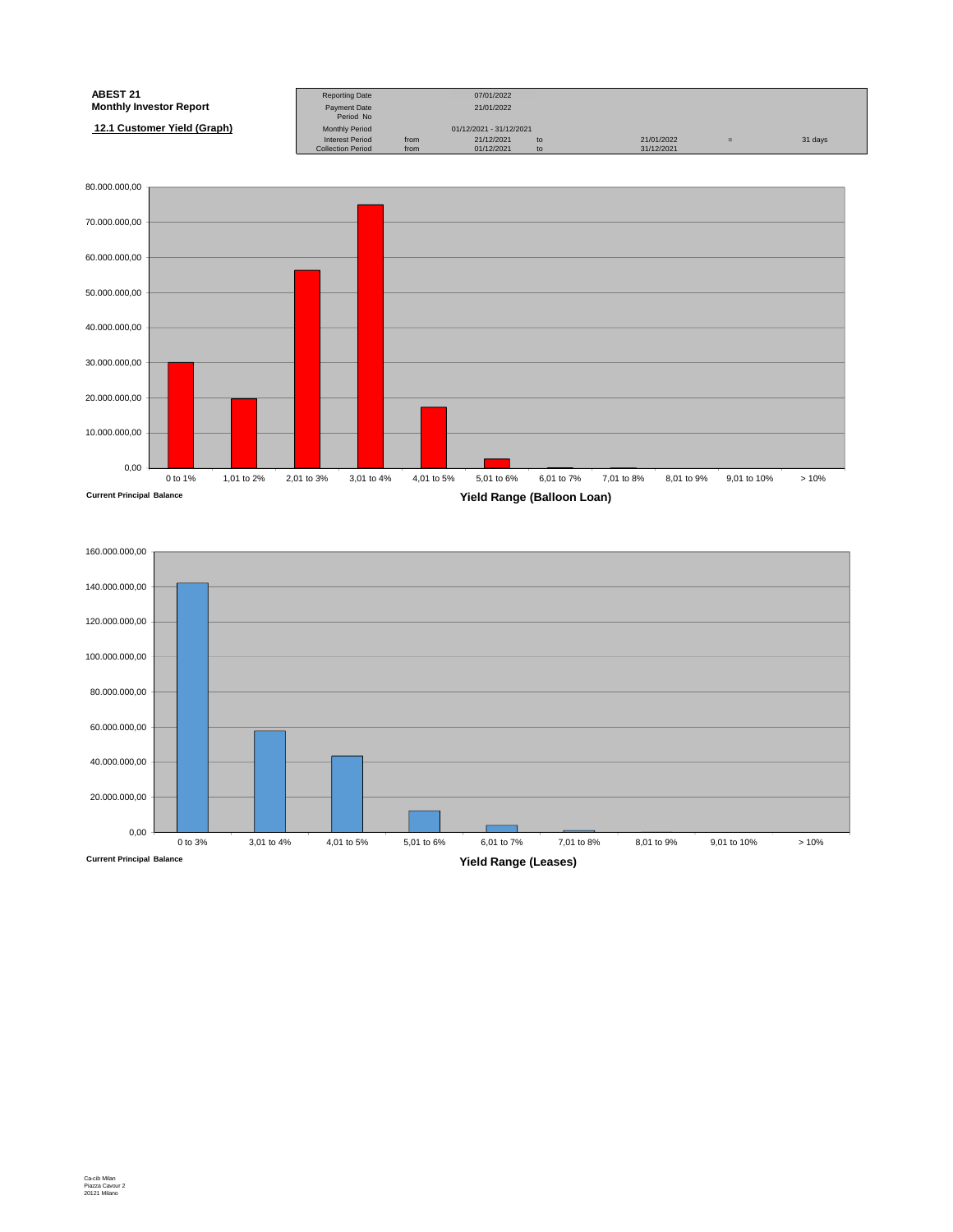**ABEST 21**
**Monthly Investor Report**

**12.1 Customer Yield (Graph)**

| | | | | | | |
|---|---|---|---|---|---|---|
| Reporting Date | | 07/01/2022 | | | | |
| Payment Date | | 21/01/2022 | | | | |
| Period No | | | | | | |
| Monthly Period | | 01/12/2021 - 31/12/2021 | | | | |
| Interest Period | from | 21/12/2021 | to | 21/01/2022 | = | 31 days |
| Collection Period | from | 01/12/2021 | to | 31/12/2021 | | |

80.000.000,00
70.000.000,00
60.000.000,00
50.000.000,00
40.000.000,00
30.000.000,00
20.000.000,00
10.000.000,00
0,00

0 to 1% | 1,01 to 2% | 2,01 to 3% | 3,01 to 4% | 4,01 to 5% | 5,01 to 6% | 6,01 to 7% | 7,01 to 8% | 8,01 to 9% | 9,01 to 10% | > 10%

**Current Principal Balance**

**Yield Range (Balloon Loan)**

160.000.000,00
140.000.000,00
120.000.000,00
100.000.000,00
80.000.000,00
60.000.000,00
40.000.000,00
20.000.000,00
0,00

0 to 3% | 3,01 to 4% | 4,01 to 5% | 5,01 to 6% | 6,01 to 7% | 7,01 to 8% | 8,01 to 9% | 9,01 to 10% | > 10%

**Current Principal Balance**

**Yield Range (Leases)**

Ca-cib Milan
Piazza Cavour 2
20121 Milano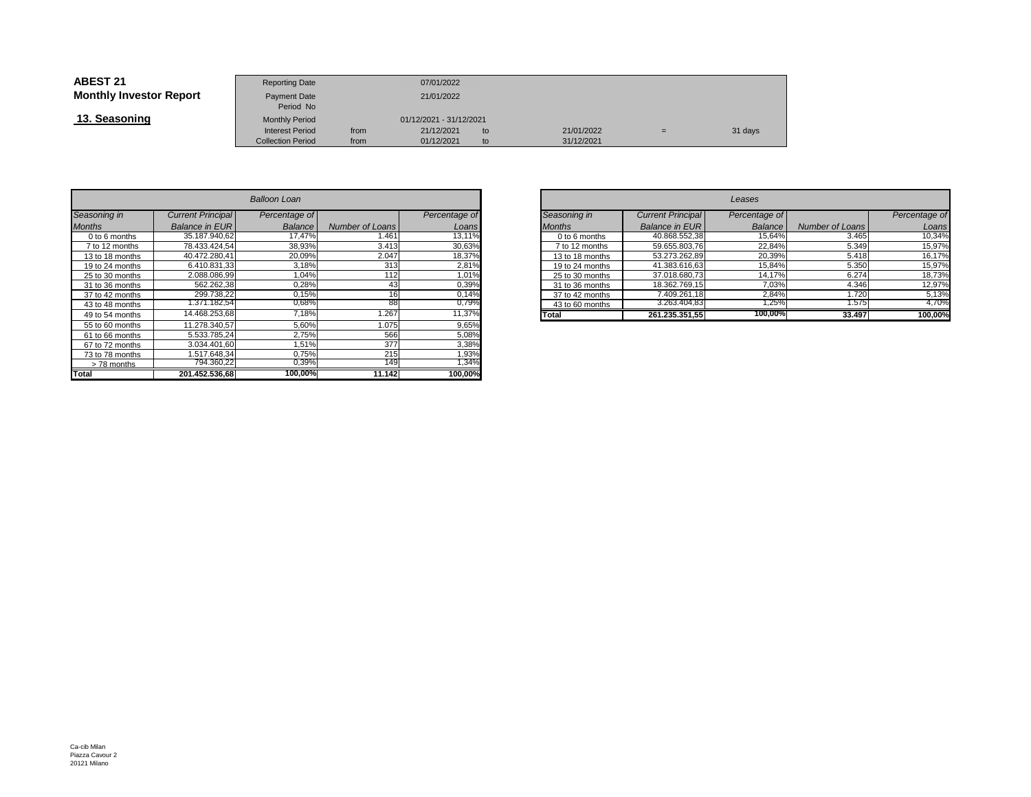**ABEST 21**
**Monthly Investor Report**

## 13. Seasoning

| | | | | | | |
|---|---|---|---|---|---|---|
| Reporting Date | | 07/01/2022 | | | | |
| Payment Date | | 21/01/2022 | | | | |
| Period No | | | | | | |
| Monthly Period | | 01/12/2021 - 31/12/2021 | | | | |
| Interest Period | from | 21/12/2021 | to | 21/01/2022 | = | 31 days |
| Collection Period | from | 01/12/2021 | to | 31/12/2021 | | |

| *Balloon Loan* | | | | |
|---|---|---|---|---|
| *Seasoning in Months* | *Current Principal Balance in EUR* | *Percentage of Balance* | *Number of Loans* | *Percentage of Loans* |
| 0 to 6 months | 35.187.940,62 | 17,47% | 1.461 | 13,11% |
| 7 to 12 months | 78.433.424,54 | 38,93% | 3.413 | 30,63% |
| 13 to 18 months | 40.472.280,41 | 20,09% | 2.047 | 18,37% |
| 19 to 24 months | 6.410.831,33 | 3,18% | 313 | 2,81% |
| 25 to 30 months | 2.088.086,99 | 1,04% | 112 | 1,01% |
| 31 to 36 months | 562.262,38 | 0,28% | 43 | 0,39% |
| 37 to 42 months | 299.738,22 | 0,15% | 16 | 0,14% |
| 43 to 48 months | 1.371.182,54 | 0,68% | 88 | 0,79% |
| 49 to 54 months | 14.468.253,68 | 7,18% | 1.267 | 11,37% |
| 55 to 60 months | 11.278.340,57 | 5,60% | 1.075 | 9,65% |
| 61 to 66 months | 5.533.785,24 | 2,75% | 566 | 5,08% |
| 67 to 72 months | 3.034.401,60 | 1,51% | 377 | 3,38% |
| 73 to 78 months | 1.517.648,34 | 0,75% | 215 | 1,93% |
| > 78 months | 794.360,22 | 0,39% | 149 | 1,34% |
| **Total** | **201.452.536,68** | **100,00%** | **11.142** | **100,00%** |

| *Leases* | | | | |
|---|---|---|---|---|
| *Seasoning in Months* | *Current Principal Balance in EUR* | *Percentage of Balance* | *Number of Loans* | *Percentage of Loans* |
| 0 to 6 months | 40.868.552,38 | 15,64% | 3.465 | 10,34% |
| 7 to 12 months | 59.655.803,76 | 22,84% | 5.349 | 15,97% |
| 13 to 18 months | 53.273.262,89 | 20,39% | 5.418 | 16,17% |
| 19 to 24 months | 41.383.616,63 | 15,84% | 5.350 | 15,97% |
| 25 to 30 months | 37.018.680,73 | 14,17% | 6.274 | 18,73% |
| 31 to 36 months | 18.362.769,15 | 7,03% | 4.346 | 12,97% |
| 37 to 42 months | 7.409.261,18 | 2,84% | 1.720 | 5,13% |
| 43 to 60 months | 3.263.404,83 | 1,25% | 1.575 | 4,70% |
| **Total** | **261.235.351,55** | **100,00%** | **33.497** | **100,00%** |

Ca-cib Milan
Piazza Cavour 2
20121 Milano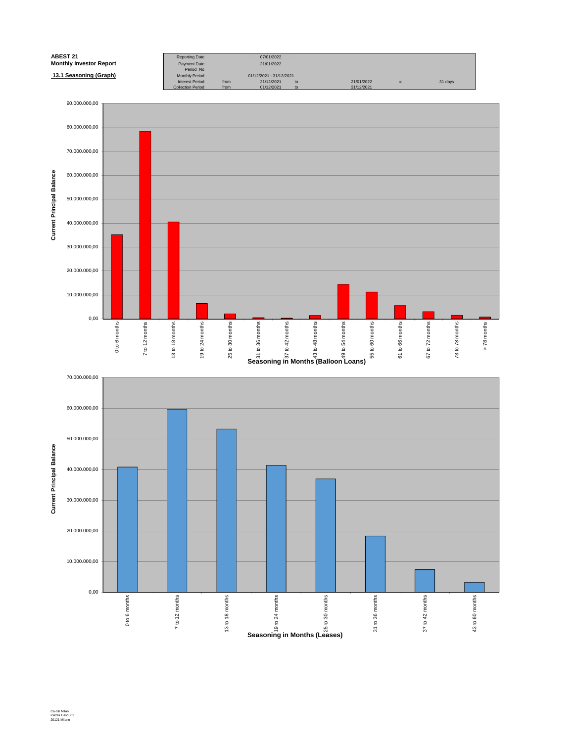**ABEST 21**
**Monthly Investor Report**

**13.1 Seasoning (Graph)**

| | | | | | | |
|---|---|---|---|---|---|---|
| Reporting Date | | 07/01/2022 | | | | |
| Payment Date | | 21/01/2022 | | | | |
| Period No | | | | | | |
| Monthly Period | | 01/12/2021 - 31/12/2021 | | | | |
| Interest Period | from | 21/12/2021 | to | 21/01/2022 | = | 31 days |
| Collection Period | from | 01/12/2021 | to | 31/12/2021 | | |

Current Principal Balance

90.000.000,00
80.000.000,00
70.000.000,00
60.000.000,00
50.000.000,00
40.000.000,00
30.000.000,00
20.000.000,00
10.000.000,00
0,00

0 to 6 months
7 to 12 months
13 to 18 months
19 to 24 months
25 to 30 months
31 to 36 months
37 to 42 months
43 to 48 months
49 to 54 months
55 to 60 months
61 to 66 months
67 to 72 months
73 to 78 months
> 78 months

Seasoning in Months (Balloon Loans)

Current Principal Balance

70.000.000,00
60.000.000,00
50.000.000,00
40.000.000,00
30.000.000,00
20.000.000,00
10.000.000,00
0,00

0 to 6 months
7 to 12 months
13 to 18 months
19 to 24 months
25 to 30 months
31 to 36 months
37 to 42 months
43 to 60 months

Seasoning in Months (Leases)

Ca-cib Milan
Piazza Cavour 2
20121 Milano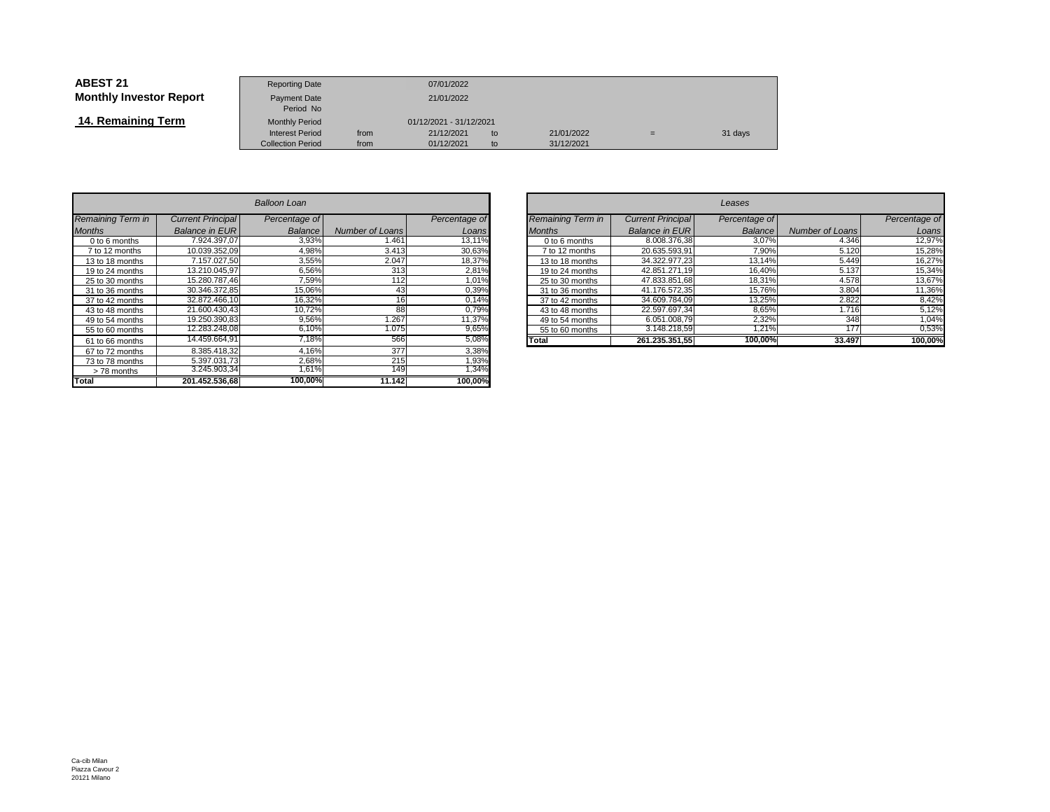**ABEST 21**
**Monthly Investor Report**

**14. Remaining Term**

| | | | | | | |
|---|---|---|---|---|---|---|
| Reporting Date | | 07/01/2022 | | | | |
| Payment Date | | 21/01/2022 | | | | |
| Period No | | | | | | |
| Monthly Period | | 01/12/2021 - 31/12/2021 | | | | |
| Interest Period | from | 21/12/2021 | to | 21/01/2022 | = | 31 days |
| Collection Period | from | 01/12/2021 | to | 31/12/2021 | | |

| *Balloon Loan* | | | | |
|---|---|---|---|---|
| *Remaining Term in Months* | *Current Principal Balance in EUR* | *Percentage of Balance* | *Number of Loans* | *Percentage of Loans* |
| 0 to 6 months | 7.924.397,07 | 3,93% | 1.461 | 13,11% |
| 7 to 12 months | 10.039.352,09 | 4,98% | 3.413 | 30,63% |
| 13 to 18 months | 7.157.027,50 | 3,55% | 2.047 | 18,37% |
| 19 to 24 months | 13.210.045,97 | 6,56% | 313 | 2,81% |
| 25 to 30 months | 15.280.787,46 | 7,59% | 112 | 1,01% |
| 31 to 36 months | 30.346.372,85 | 15,06% | 43 | 0,39% |
| 37 to 42 months | 32.872.466,10 | 16,32% | 16 | 0,14% |
| 43 to 48 months | 21.600.430,43 | 10,72% | 88 | 0,79% |
| 49 to 54 months | 19.250.390,83 | 9,56% | 1.267 | 11,37% |
| 55 to 60 months | 12.283.248,08 | 6,10% | 1.075 | 9,65% |
| 61 to 66 months | 14.459.664,91 | 7,18% | 566 | 5,08% |
| 67 to 72 months | 8.385.418,32 | 4,16% | 377 | 3,38% |
| 73 to 78 months | 5.397.031,73 | 2,68% | 215 | 1,93% |
| > 78 months | 3.245.903,34 | 1,61% | 149 | 1,34% |
| **Total** | **201.452.536,68** | **100,00%** | **11.142** | **100,00%** |

| *Leases* | | | | |
|---|---|---|---|---|
| *Remaining Term in Months* | *Current Principal Balance in EUR* | *Percentage of Balance* | *Number of Loans* | *Percentage of Loans* |
| 0 to 6 months | 8.008.376,38 | 3,07% | 4.346 | 12,97% |
| 7 to 12 months | 20.635.593,91 | 7,90% | 5.120 | 15,28% |
| 13 to 18 months | 34.322.977,23 | 13,14% | 5.449 | 16,27% |
| 19 to 24 months | 42.851.271,19 | 16,40% | 5.137 | 15,34% |
| 25 to 30 months | 47.833.851,68 | 18,31% | 4.578 | 13,67% |
| 31 to 36 months | 41.176.572,35 | 15,76% | 3.804 | 11,36% |
| 37 to 42 months | 34.609.784,09 | 13,25% | 2.822 | 8,42% |
| 43 to 48 months | 22.597.697,34 | 8,65% | 1.716 | 5,12% |
| 49 to 54 months | 6.051.008,79 | 2,32% | 348 | 1,04% |
| 55 to 60 months | 3.148.218,59 | 1,21% | 177 | 0,53% |
| **Total** | **261.235.351,55** | **100,00%** | **33.497** | **100,00%** |

Ca-cib Milan
Piazza Cavour 2
20121 Milano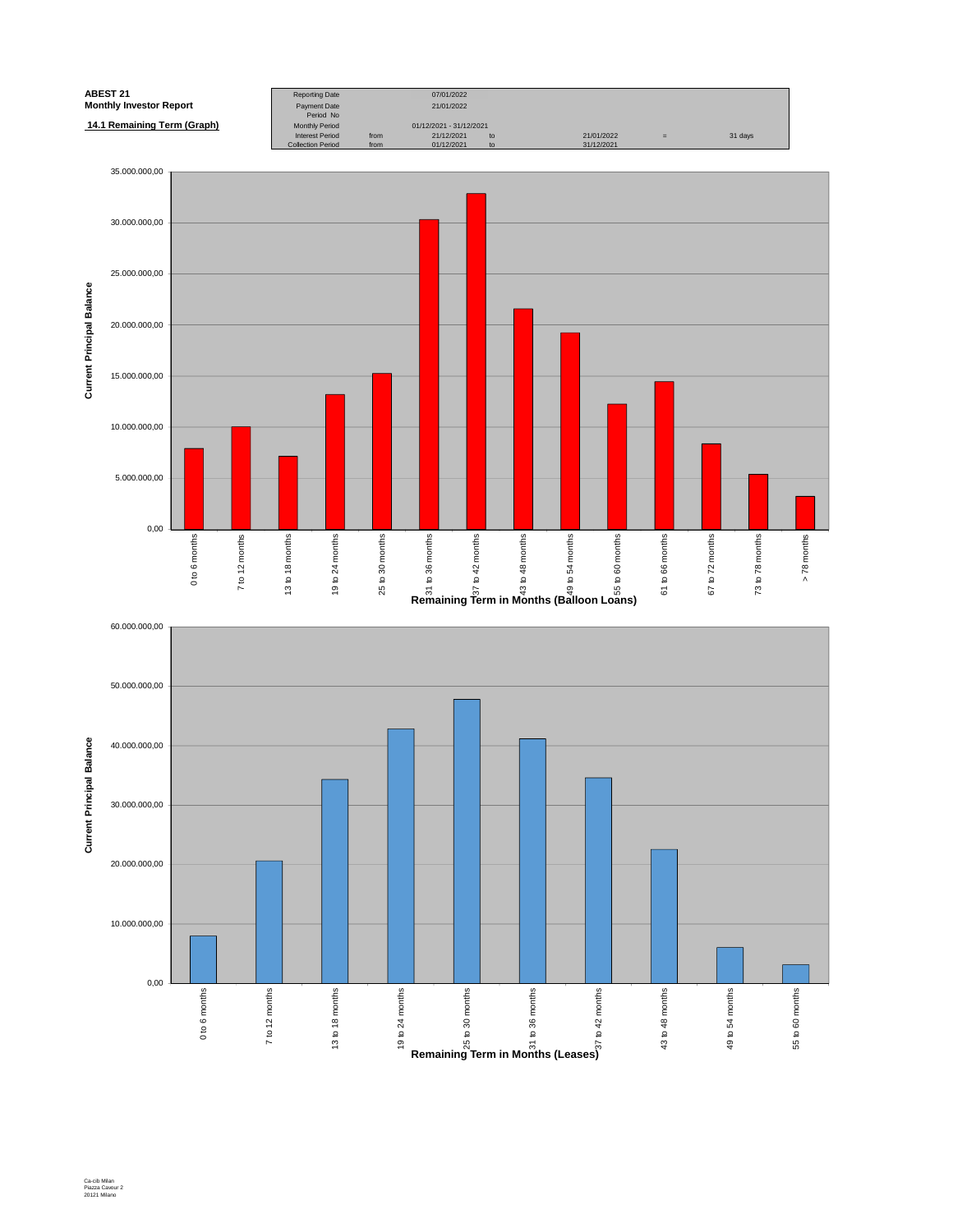**ABEST 21**
**Monthly Investor Report**

**14.1 Remaining Term (Graph)**

| | | | | | | | |
|---|---|---|---|---|---|---|---|
| Reporting Date | | 07/01/2022 | | | | | |
| Payment Date | | 21/01/2022 | | | | | |
| Period No | | | | | | | |
| Monthly Period | | 01/12/2021 - 31/12/2021 | | | | | |
| Interest Period | from | 21/12/2021 | to | 21/01/2022 | = | 31 days | |
| Collection Period | from | 01/12/2021 | to | 31/12/2021 | | | |

Current Principal Balance

35.000.000,00
30.000.000,00
25.000.000,00
20.000.000,00
15.000.000,00
10.000.000,00
5.000.000,00
0,00

0 to 6 months
7 to 12 months
13 to 18 months
19 to 24 months
25 to 30 months
31 to 36 months
37 to 42 months
43 to 48 months
49 to 54 months
55 to 60 months
61 to 66 months
67 to 72 months
73 to 78 months
> 78 months

Remaining Term in Months (Balloon Loans)

Current Principal Balance

60.000.000,00
50.000.000,00
40.000.000,00
30.000.000,00
20.000.000,00
10.000.000,00
0,00

0 to 6 months
7 to 12 months
13 to 18 months
19 to 24 months
25 to 30 months
31 to 36 months
37 to 42 months
43 to 48 months
49 to 54 months
55 to 60 months

Remaining Term in Months (Leases)

Ca-cib Milan
Piazza Cavour 2
20121 Milano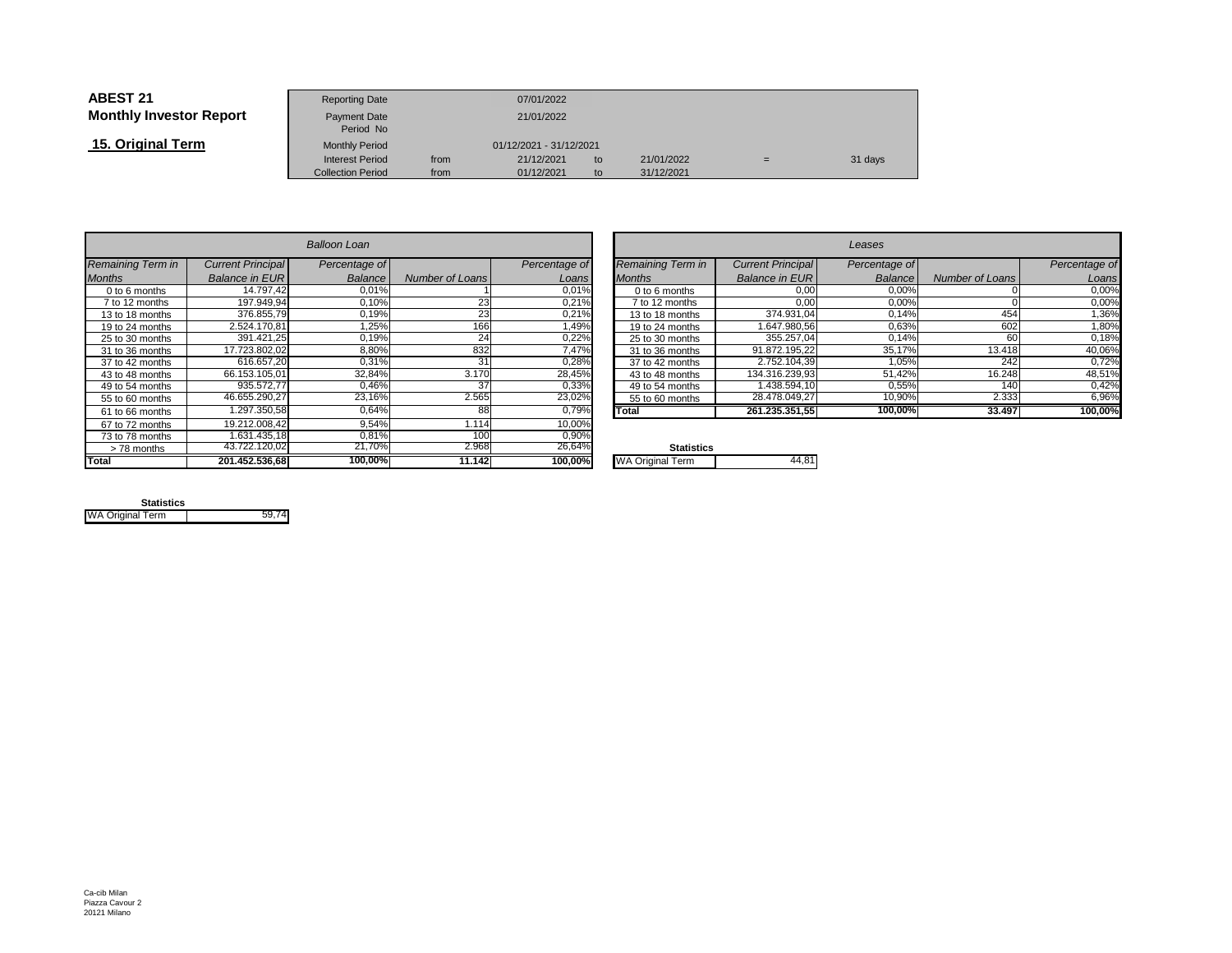# ABEST 21
## Monthly Investor Report

## 15. Original Term

| | | | | | | |
|---|---|---|---|---|---|---|
| Reporting Date | | 07/01/2022 | | | | |
| Payment Date | | 21/01/2022 | | | | |
| Period No | | | | | | |
| Monthly Period | | 01/12/2021 - 31/12/2021 | | | | |
| Interest Period | from | 21/12/2021 | to | 21/01/2022 | = | 31 days |
| Collection Period | from | 01/12/2021 | to | 31/12/2021 | | |

| *Balloon Loan* | | | | |
|---|---|---|---|---|
| *Remaining Term in Months* | *Current Principal Balance in EUR* | *Percentage of Balance* | *Number of Loans* | *Percentage of Loans* |
| 0 to 6 months | 14.797,42 | 0,01% | 1 | 0,01% |
| 7 to 12 months | 197.949,94 | 0,10% | 23 | 0,21% |
| 13 to 18 months | 376.855,79 | 0,19% | 23 | 0,21% |
| 19 to 24 months | 2.524.170,81 | 1,25% | 166 | 1,49% |
| 25 to 30 months | 391.421,25 | 0,19% | 24 | 0,22% |
| 31 to 36 months | 17.723.802,02 | 8,80% | 832 | 7,47% |
| 37 to 42 months | 616.657,20 | 0,31% | 31 | 0,28% |
| 43 to 48 months | 66.153.105,01 | 32,84% | 3.170 | 28,45% |
| 49 to 54 months | 935.572,77 | 0,46% | 37 | 0,33% |
| 55 to 60 months | 46.655.290,27 | 23,16% | 2.565 | 23,02% |
| 61 to 66 months | 1.297.350,58 | 0,64% | 88 | 0,79% |
| 67 to 72 months | 19.212.008,42 | 9,54% | 1.114 | 10,00% |
| 73 to 78 months | 1.631.435,18 | 0,81% | 100 | 0,90% |
| > 78 months | 43.722.120,02 | 21,70% | 2.968 | 26,64% |
| **Total** | **201.452.536,68** | **100,00%** | **11.142** | **100,00%** |

**Statistics**

| | |
|---|---|
| WA Original Term | 59,74 |

| *Leases* | | | | |
|---|---|---|---|---|
| *Remaining Term in Months* | *Current Principal Balance in EUR* | *Percentage of Balance* | *Number of Loans* | *Percentage of Loans* |
| 0 to 6 months | 0,00 | 0,00% | 0 | 0,00% |
| 7 to 12 months | 0,00 | 0,00% | 0 | 0,00% |
| 13 to 18 months | 374.931,04 | 0,14% | 454 | 1,36% |
| 19 to 24 months | 1.647.980,56 | 0,63% | 602 | 1,80% |
| 25 to 30 months | 355.257,04 | 0,14% | 60 | 0,18% |
| 31 to 36 months | 91.872.195,22 | 35,17% | 13.418 | 40,06% |
| 37 to 42 months | 2.752.104,39 | 1,05% | 242 | 0,72% |
| 43 to 48 months | 134.316.239,93 | 51,42% | 16.248 | 48,51% |
| 49 to 54 months | 1.438.594,10 | 0,55% | 140 | 0,42% |
| 55 to 60 months | 28.478.049,27 | 10,90% | 2.333 | 6,96% |
| **Total** | **261.235.351,55** | **100,00%** | **33.497** | **100,00%** |

**Statistics**

| | |
|---|---|
| WA Original Term | 44,81 |

Ca-cib Milan
Piazza Cavour 2
20121 Milano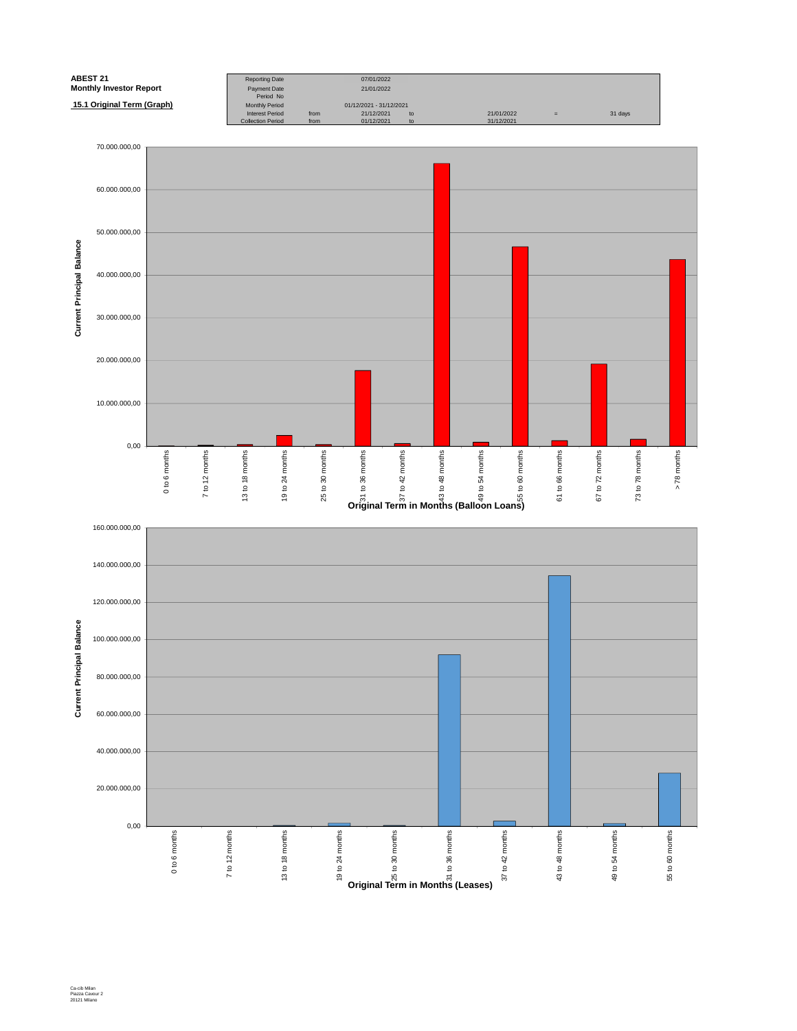**ABEST 21**
**Monthly Investor Report**

**15.1 Original Term (Graph)**

| | | | | | | |
|---|---|---|---|---|---|---|
| Reporting Date | | 07/01/2022 | | | | |
| Payment Date | | 21/01/2022 | | | | |
| Period No | | | | | | |
| Monthly Period | | 01/12/2021 - 31/12/2021 | | | | |
| Interest Period | from | 21/12/2021 | to | 21/01/2022 | = | 31 days |
| Collection Period | from | 01/12/2021 | to | 31/12/2021 | | |

Current Principal Balance

70.000.000,00
60.000.000,00
50.000.000,00
40.000.000,00
30.000.000,00
20.000.000,00
10.000.000,00
0,00

0 to 6 months
7 to 12 months
13 to 18 months
19 to 24 months
25 to 30 months
31 to 36 months
37 to 42 months
43 to 48 months
49 to 54 months
55 to 60 months
61 to 66 months
67 to 72 months
73 to 78 months
> 78 months

**Original Term in Months (Balloon Loans)**

Current Principal Balance

160.000.000,00
140.000.000,00
120.000.000,00
100.000.000,00
80.000.000,00
60.000.000,00
40.000.000,00
20.000.000,00
0,00

0 to 6 months
7 to 12 months
13 to 18 months
19 to 24 months
25 to 30 months
31 to 36 months
37 to 42 months
43 to 48 months
49 to 54 months
55 to 60 months

**Original Term in Months (Leases)**

Ca-cib Milan
Piazza Cavour 2
20121 Milano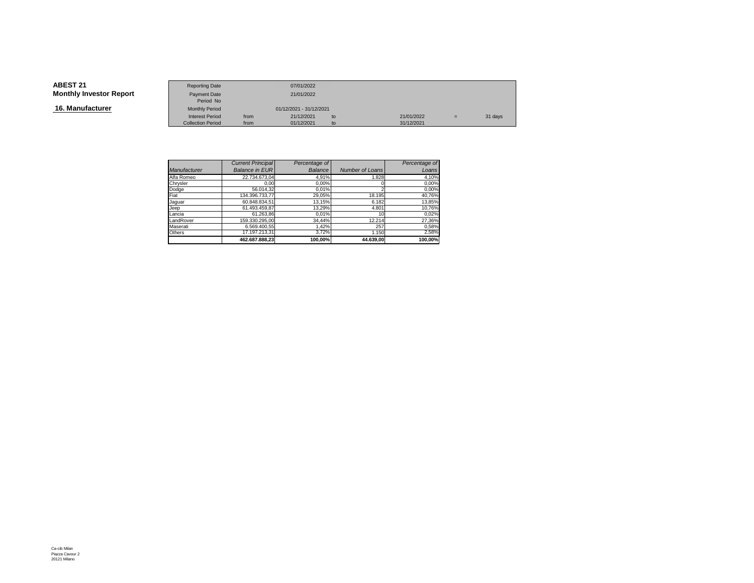**ABEST 21**
**Monthly Investor Report**

**16. Manufacturer**

| | | | | | | | |
|---|---|---|---|---|---|---|---|
| Reporting Date | | 07/01/2022 | | | | | |
| Payment Date | | 21/01/2022 | | | | | |
| Period No | | | | | | | |
| Monthly Period | | 01/12/2021 - 31/12/2021 | | | | | |
| Interest Period | from | 21/12/2021 | to | 21/01/2022 | = | 31 days | |
| Collection Period | from | 01/12/2021 | to | 31/12/2021 | | | |

| *Manufacturer* | *Current Principal Balance in EUR* | *Percentage of Balance* | *Number of Loans* | *Percentage of Loans* |
|---|---|---|---|---|
| Alfa Romeo | 22.734.673,04 | 4,91% | 1.828 | 4,10% |
| Chrysler | 0,00 | 0,00% | 0 | 0,00% |
| Dodge | 56.014,32 | 0,01% | 2 | 0,00% |
| Fiat | 134.396.733,77 | 29,05% | 18.195 | 40,76% |
| Jaguar | 60.848.834,51 | 13,15% | 6.182 | 13,85% |
| Jeep | 61.493.459,87 | 13,29% | 4.801 | 10,76% |
| Lancia | 61.263,86 | 0,01% | 10 | 0,02% |
| LandRover | 159.330.295,00 | 34,44% | 12.214 | 27,36% |
| Maserati | 6.569.400,55 | 1,42% | 257 | 0,58% |
| Others | 17.197.213,31 | 3,72% | 1.150 | 2,58% |
| | **462.687.888,23** | **100,00%** | **44.639,00** | **100,00%** |

Ca-cib Milan
Piazza Cavour 2
20121 Milano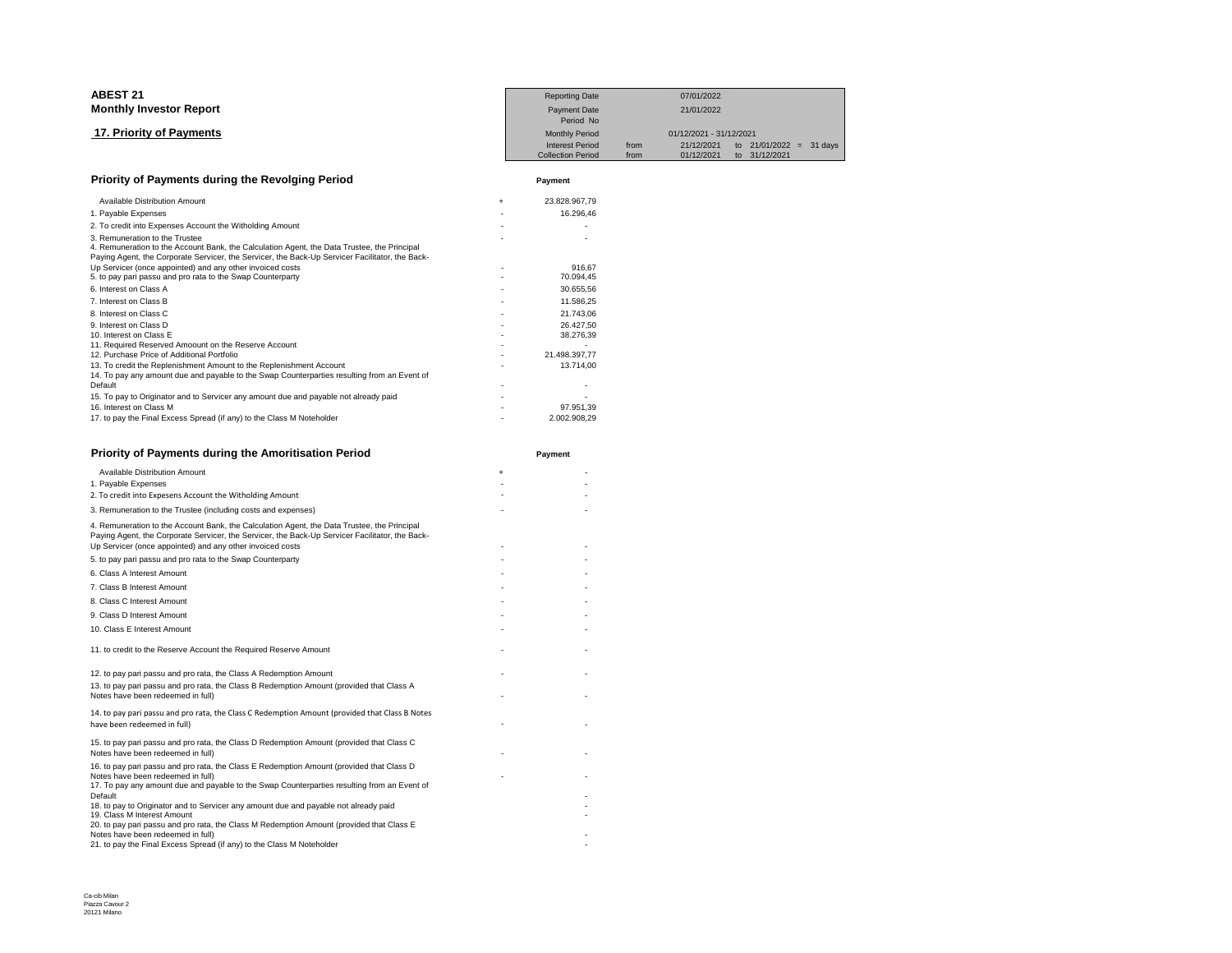# ABEST 21

## Monthly Investor Report

### 17. Priority of Payments

| | | | | |
|---|---|---|---|---|
| Reporting Date | | 07/01/2022 | | |
| Payment Date | | 21/01/2022 | | |
| Period No | | | | |
| Monthly Period | | 01/12/2021 - 31/12/2021 | | |
| Interest Period | from | 21/12/2021 | to 21/01/2022 | = 31 days |
| Collection Period | from | 01/12/2021 | to 31/12/2021 | |

### Priority of Payments during the Revolging Period

| | | Payment |
|---|---|---|
| Available Distribution Amount | + | 23.828.967,79 |
| 1. Payable Expenses | - | 16.296,46 |
| 2. To credit into Expenses Account the Witholding Amount | - | - |
| 3. Remuneration to the Trustee | - | - |
| 4. Remuneration to the Account Bank, the Calculation Agent, the Data Trustee, the Principal Paying Agent, the Corporate Servicer, the Servicer, the Back-Up Servicer Facilitator, the Back-Up Servicer (once appointed) and any other invoiced costs | - | 916,67 |
| 5. to pay pari passu and pro rata to the Swap Counterparty | - | 70.094,45 |
| 6. Interest on Class A | - | 30.655,56 |
| 7. Interest on Class B | - | 11.586,25 |
| 8. Interest on Class C | - | 21.743,06 |
| 9. Interest on Class D | - | 26.427,50 |
| 10. Interest on Class E | - | 38.276,39 |
| 11. Required Reserved Amoount on the Reserve Account | - | - |
| 12. Purchase Price of Additional Portfolio | - | 21.498.397,77 |
| 13. To credit the Replenishment Amount to the Replenishment Account | - | 13.714,00 |
| 14. To pay any amount due and payable to the Swap Counterparties resulting from an Event of Default | - | - |
| 15. To pay to Originator and to Servicer any amount due and payable not already paid | - | - |
| 16. Interest on Class M | - | 97.951,39 |
| 17. to pay the Final Excess Spread (if any) to the Class M Noteholder | - | 2.002.908,29 |

### Priority of Payments during the Amoritisation Period

| | | Payment |
|---|---|---|
| Available Distribution Amount | + | - |
| 1. Payable Expenses | - | - |
| 2. To credit into Expesens Account the Witholding Amount | - | - |
| 3. Remuneration to the Trustee (including costs and expenses) | - | - |
| 4. Remuneration to the Account Bank, the Calculation Agent, the Data Trustee, the Principal Paying Agent, the Corporate Servicer, the Servicer, the Back-Up Servicer Facilitator, the Back-Up Servicer (once appointed) and any other invoiced costs | - | - |
| 5. to pay pari passu and pro rata to the Swap Counterparty | - | - |
| 6. Class A Interest Amount | - | - |
| 7. Class B Interest Amount | - | - |
| 8. Class C Interest Amount | - | - |
| 9. Class D Interest Amount | - | - |
| 10. Class E Interest Amount | - | - |
| 11. to credit to the Reserve Account the Required Reserve Amount | - | - |
| 12. to pay pari passu and pro rata, the Class A Redemption Amount | - | - |
| 13. to pay pari passu and pro rata, the Class B Redemption Amount (provided that Class A Notes have been redeemed in full) | - | - |
| 14. to pay pari passu and pro rata, the Class C Redemption Amount (provided that Class B Notes have been redeemed in full) | - | - |
| 15. to pay pari passu and pro rata, the Class D Redemption Amount (provided that Class C Notes have been redeemed in full) | - | - |
| 16. to pay pari passu and pro rata, the Class E Redemption Amount (provided that Class D Notes have been redeemed in full) | - | - |
| 17. To pay any amount due and payable to the Swap Counterparties resulting from an Event of Default | | - |
| 18. to pay to Originator and to Servicer any amount due and payable not already paid | | - |
| 19. Class M Interest Amount | | - |
| 20. to pay pari passu and pro rata, the Class M Redemption Amount (provided that Class E Notes have been redeemed in full) | | - |
| 21. to pay the Final Excess Spread (if any) to the Class M Noteholder | | - |

Ca-cib Milan
Piazza Cavour 2
20121 Milano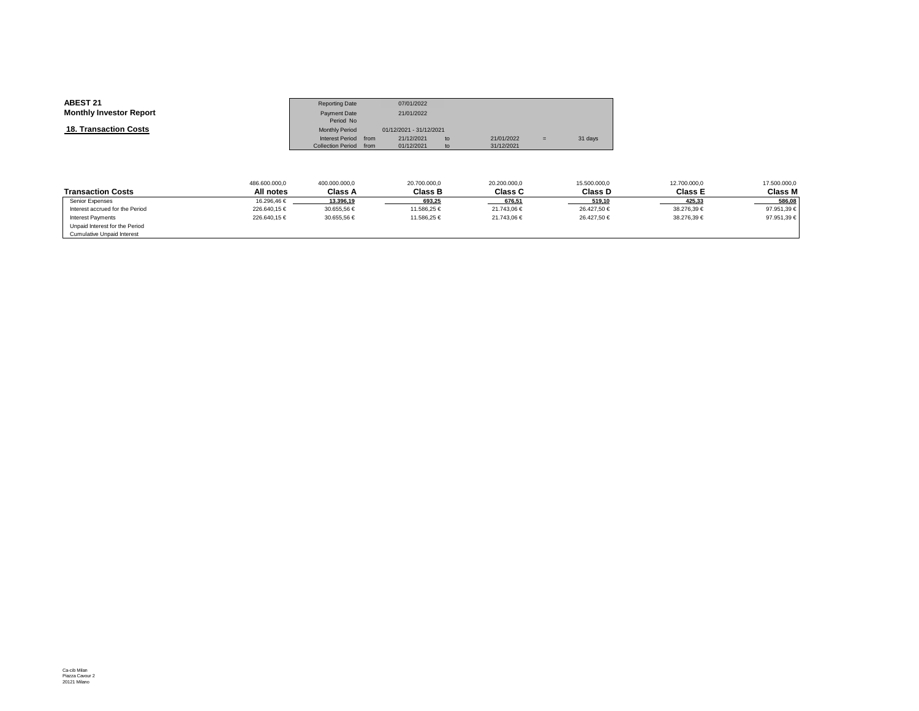**ABEST 21**
**Monthly Investor Report**

**18. Transaction Costs**

| | | | | | | |
|---|---|---|---|---|---|---|
| Reporting Date | | 07/01/2022 | | | | |
| Payment Date | | 21/01/2022 | | | | |
| Period No | | | | | | |
| Monthly Period | | 01/12/2021 - 31/12/2021 | | | | |
| Interest Period | from | 21/12/2021 | to | 21/01/2022 | = | 31 days |
| Collection Period | from | 01/12/2021 | to | 31/12/2021 | | |

| | 486.600.000,0 | 400.000.000,0 | 20.700.000,0 | 20.200.000,0 | 15.500.000,0 | 12.700.000,0 | 17.500.000,0 |
|---|---|---|---|---|---|---|---|
| **Transaction Costs** | **All notes** | **Class A** | **Class B** | **Class C** | **Class D** | **Class E** | **Class M** |
| Senior Expenses | 16.296,46 € | 13.396,19 | 693,25 | 676,51 | 519,10 | 425,33 | 586,08 |
| Interest accrued for the Period | 226.640,15 € | 30.655,56 € | 11.586,25 € | 21.743,06 € | 26.427,50 € | 38.276,39 € | 97.951,39 € |
| Interest Payments | 226.640,15 € | 30.655,56 € | 11.586,25 € | 21.743,06 € | 26.427,50 € | 38.276,39 € | 97.951,39 € |
| Unpaid Interest for the Period | | | | | | | |
| Cumulative Unpaid Interest | | | | | | | |

Ca-cib Milan
Piazza Cavour 2
20121 Milano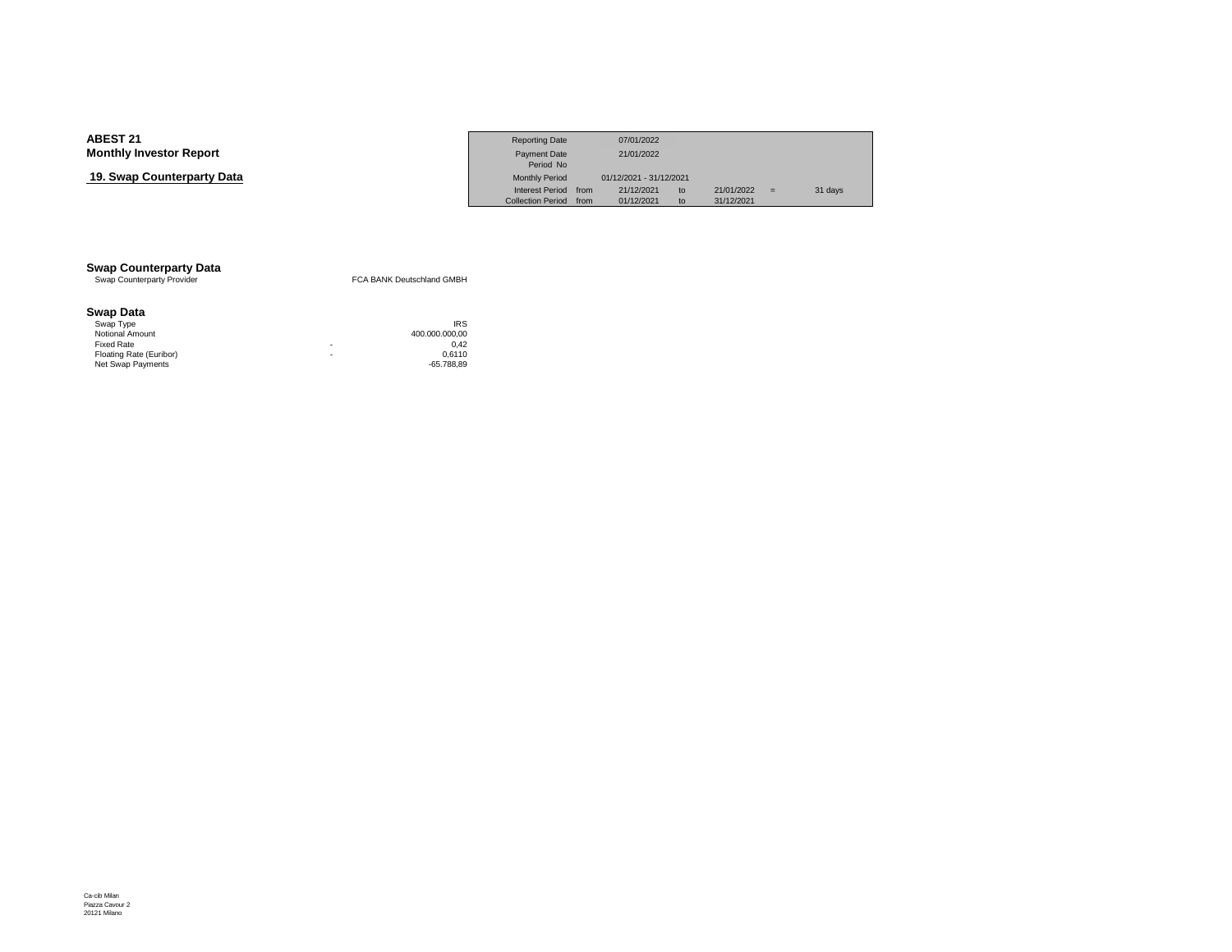**ABEST 21**
**Monthly Investor Report**

**19. Swap Counterparty Data**

| | | | | | | |
|---|---|---|---|---|---|---|
| Reporting Date | | 07/01/2022 | | | | |
| Payment Date | | 21/01/2022 | | | | |
| Period No | | | | | | |
| Monthly Period | | 01/12/2021 - 31/12/2021 | | | | |
| Interest Period | from | 21/12/2021 | to | 21/01/2022 | = | 31 days |
| Collection Period | from | 01/12/2021 | to | 31/12/2021 | | |

## Swap Counterparty Data

| | | |
|---|---|---|
| Swap Counterparty Provider | | FCA BANK Deutschland GMBH |

## Swap Data

| | | |
|---|---|---|
| Swap Type | | IRS |
| Notional Amount | | 400.000.000,00 |
| Fixed Rate | - | 0,42 |
| Floating Rate (Euribor) | - | 0,6110 |
| Net Swap Payments | | -65.788,89 |

Ca-cib Milan
Piazza Cavour 2
20121 Milano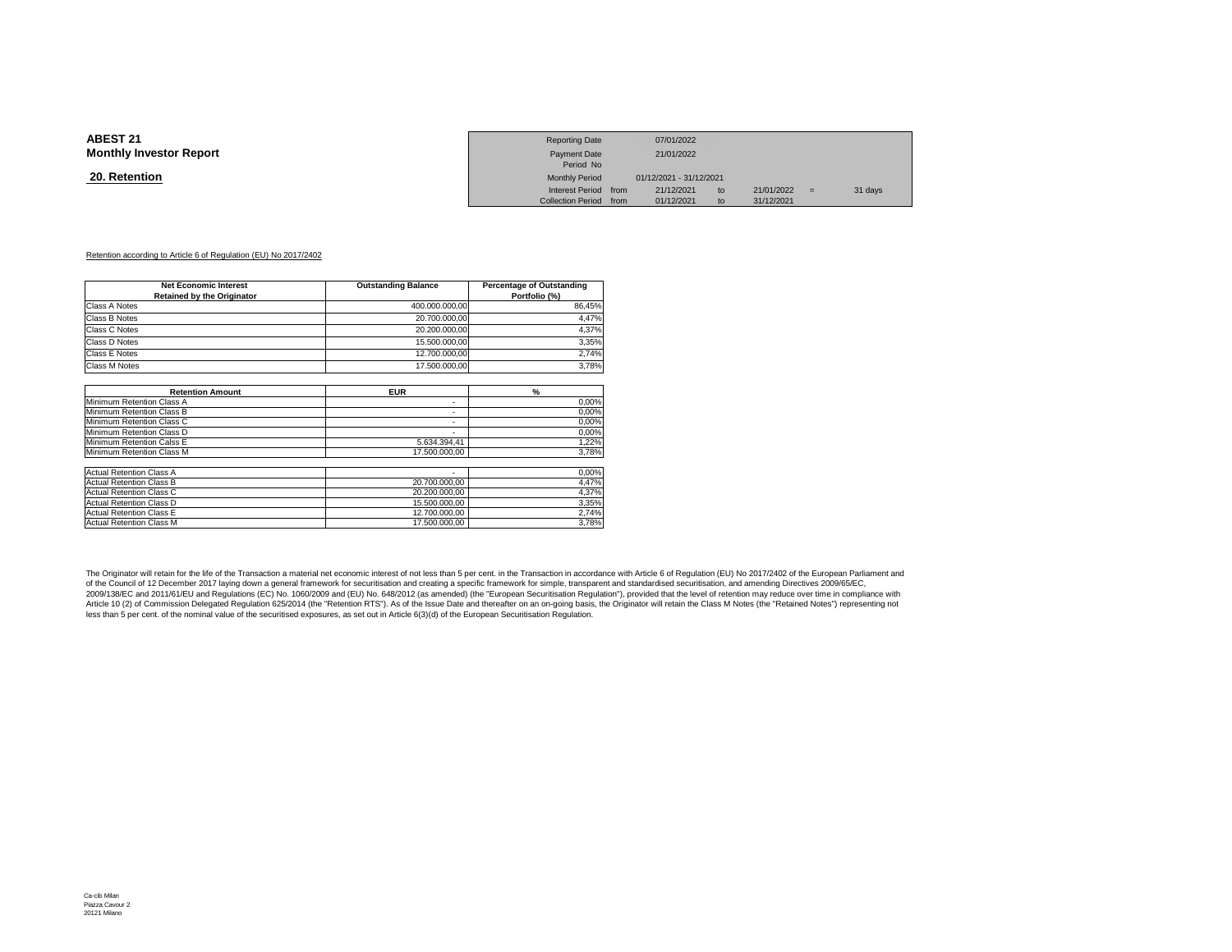**ABEST 21**
**Monthly Investor Report**

## 20. Retention

| | | | | | | | |
|---|---|---|---|---|---|---|---|
| Reporting Date | | 07/01/2022 | | | | | |
| Payment Date | | 21/01/2022 | | | | | |
| Period No | | | | | | | |
| Monthly Period | | 01/12/2021 - 31/12/2021 | | | | | |
| Interest Period | from | 21/12/2021 | to | 21/01/2022 | = | 31 days | |
| Collection Period | from | 01/12/2021 | to | 31/12/2021 | | | |

Retention according to Article 6 of Regulation (EU) No 2017/2402

| Net Economic Interest Retained by the Originator | Outstanding Balance | Percentage of Outstanding Portfolio (%) |
|---|---|---|
| Class A Notes | 400.000.000,00 | 86,45% |
| Class B Notes | 20.700.000,00 | 4,47% |
| Class C Notes | 20.200.000,00 | 4,37% |
| Class D Notes | 15.500.000,00 | 3,35% |
| Class E Notes | 12.700.000,00 | 2,74% |
| Class M Notes | 17.500.000,00 | 3,78% |

| Retention Amount | EUR | % |
|---|---|---|
| Minimum Retention Class A | - | 0,00% |
| Minimum Retention Class B | - | 0,00% |
| Minimum Retention Class C | - | 0,00% |
| Minimum Retention Class D | - | 0,00% |
| Minimum Retention Calss E | 5.634.394,41 | 1,22% |
| Minimum Retention Class M | 17.500.000,00 | 3,78% |
| | | |
| Actual Retention Class A | - | 0,00% |
| Actual Retention Class B | 20.700.000,00 | 4,47% |
| Actual Retention Class C | 20.200.000,00 | 4,37% |
| Actual Retention Class D | 15.500.000,00 | 3,35% |
| Actual Retention Class E | 12.700.000,00 | 2,74% |
| Actual Retention Class M | 17.500.000,00 | 3,78% |

The Originator will retain for the life of the Transaction a material net economic interest of not less than 5 per cent. in the Transaction in accordance with Article 6 of Regulation (EU) No 2017/2402 of the European Parliament and of the Council of 12 December 2017 laying down a general framework for securitisation and creating a specific framework for simple, transparent and standardised securitisation, and amending Directives 2009/65/EC, 2009/138/EC and 2011/61/EU and Regulations (EC) No. 1060/2009 and (EU) No. 648/2012 (as amended) (the "European Securitisation Regulation"), provided that the level of retention may reduce over time in compliance with Article 10 (2) of Commission Delegated Regulation 625/2014 (the "Retention RTS"). As of the Issue Date and thereafter on an on-going basis, the Originator will retain the Class M Notes (the "Retained Notes") representing not less than 5 per cent. of the nominal value of the securitised exposures, as set out in Article 6(3)(d) of the European Securitisation Regulation.

Ca-cib Milan
Piazza Cavour 2
20121 Milano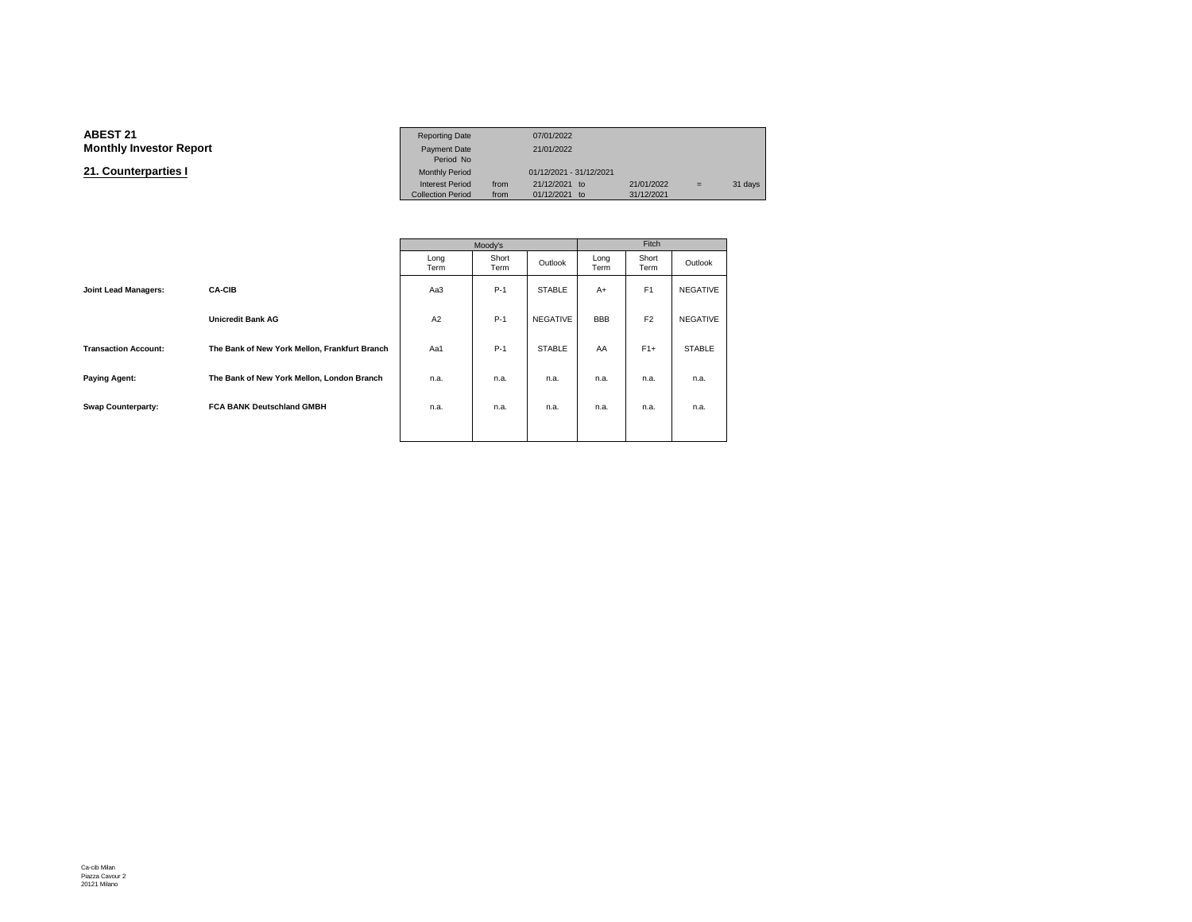# ABEST 21
## Monthly Investor Report

## 21. Counterparties I

| | | | | | |
|---|---|---|---|---|---|
| Reporting Date | | 07/01/2022 | | | |
| Payment Date | | 21/01/2022 | | | |
| Period No | | | | | |
| Monthly Period | | 01/12/2021 - 31/12/2021 | | | |
| Interest Period | from | 21/12/2021 to | 21/01/2022 | = | 31 days |
| Collection Period | from | 01/12/2021 to | 31/12/2021 | | |

| | | Moody's | | | Fitch | | |
|---|---|---|---|---|---|---|---|
| | | Long Term | Short Term | Outlook | Long Term | Short Term | Outlook |
| **Joint Lead Managers:** | **CA-CIB** | Aa3 | P-1 | STABLE | A+ | F1 | NEGATIVE |
| | **Unicredit Bank AG** | A2 | P-1 | NEGATIVE | BBB | F2 | NEGATIVE |
| **Transaction Account:** | **The Bank of New York Mellon, Frankfurt Branch** | Aa1 | P-1 | STABLE | AA | F1+ | STABLE |
| **Paying Agent:** | **The Bank of New York Mellon, London Branch** | n.a. | n.a. | n.a. | n.a. | n.a. | n.a. |
| **Swap Counterparty:** | **FCA BANK Deutschland GMBH** | n.a. | n.a. | n.a. | n.a. | n.a. | n.a. |

Ca-cib Milan
Piazza Cavour 2
20121 Milano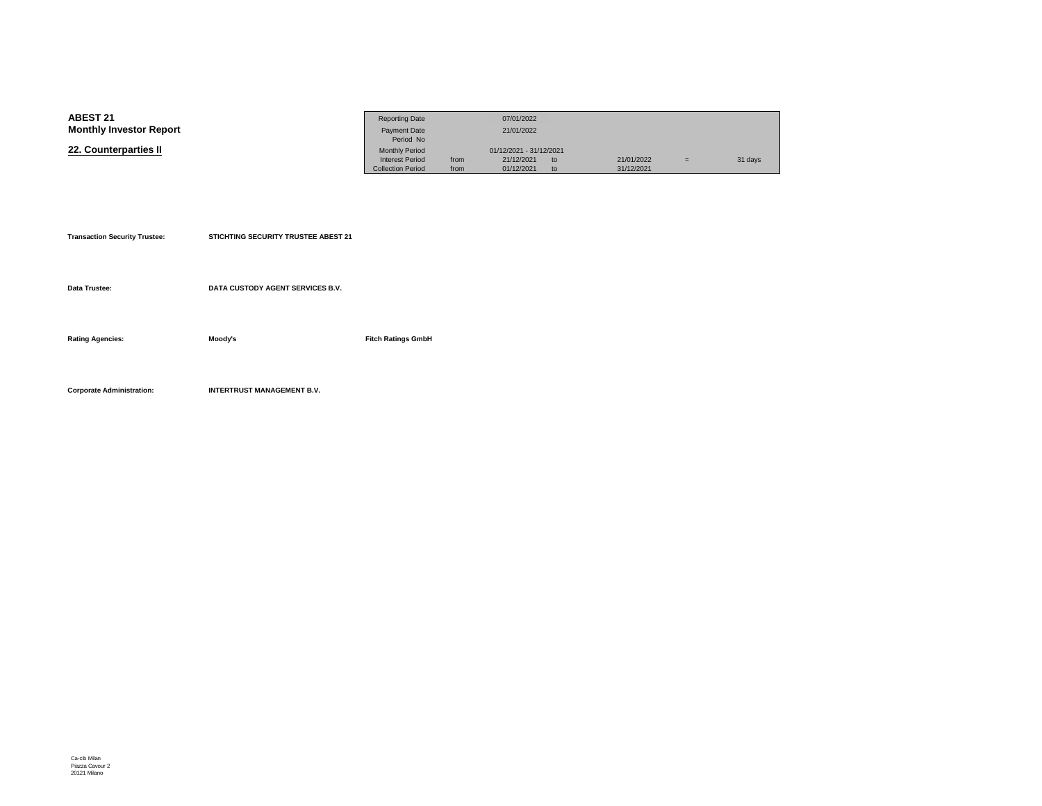**ABEST 21**
**Monthly Investor Report**

## 22. Counterparties II

| | | | | | | |
|---|---|---|---|---|---|---|
| Reporting Date | | 07/01/2022 | | | | |
| Payment Date | | 21/01/2022 | | | | |
| Period No | | | | | | |
| Monthly Period | | 01/12/2021 - 31/12/2021 | | | | |
| Interest Period | from | 21/12/2021 | to | 21/01/2022 | = | 31 days |
| Collection Period | from | 01/12/2021 | to | 31/12/2021 | | |

| | | |
|---|---|---|
| **Transaction Security Trustee:** | **STICHTING SECURITY TRUSTEE ABEST 21** | |
| **Data Trustee:** | **DATA CUSTODY AGENT SERVICES B.V.** | |
| **Rating Agencies:** | **Moody's** | **Fitch Ratings GmbH** |
| **Corporate Administration:** | **INTERTRUST MANAGEMENT B.V.** | |

Ca-cib Milan
Piazza Cavour 2
20121 Milano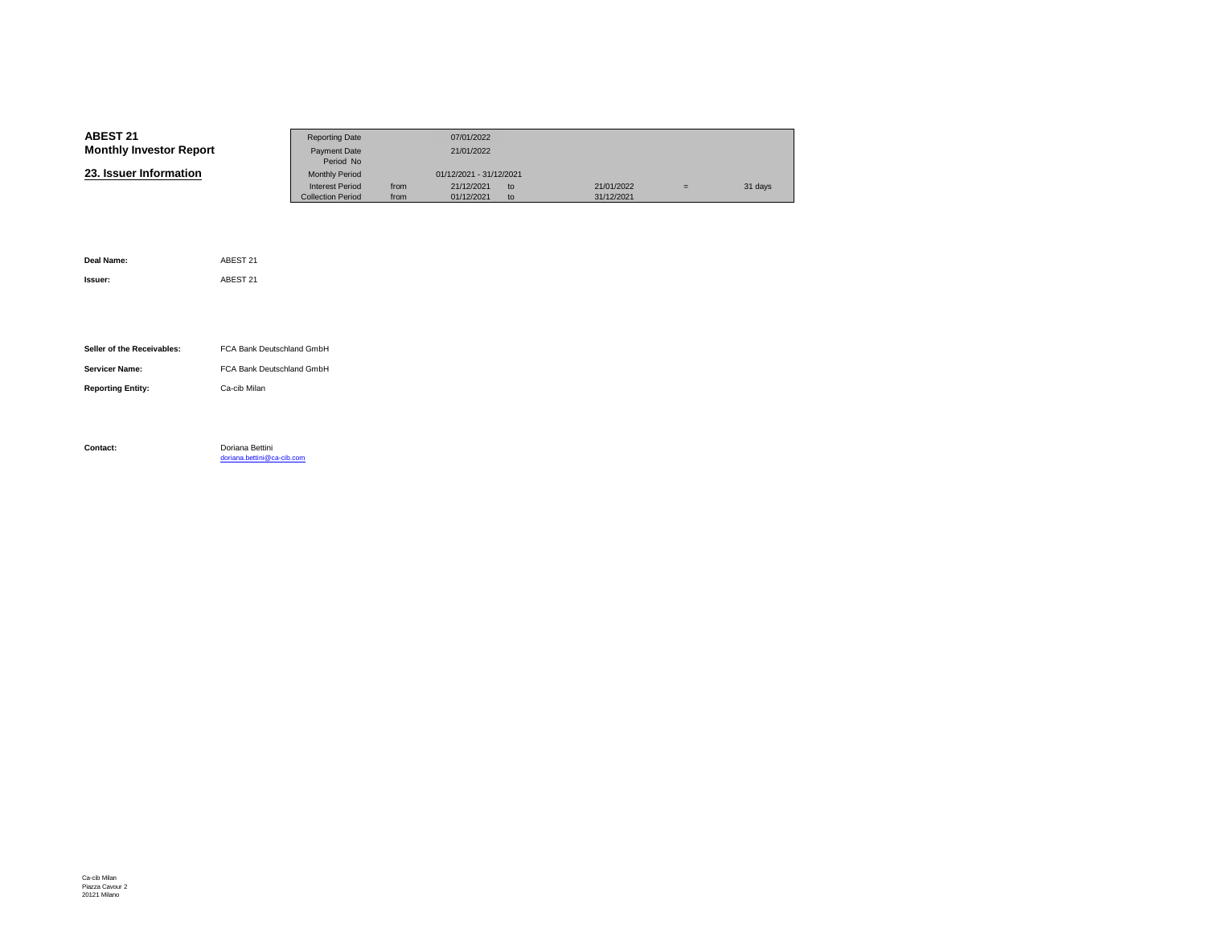**ABEST 21**
**Monthly Investor Report**

## 23. Issuer Information

| | | | | | | |
|---|---|---|---|---|---|---|
| Reporting Date | | 07/01/2022 | | | | |
| Payment Date | | 21/01/2022 | | | | |
| Period No | | | | | | |
| Monthly Period | | 01/12/2021 - 31/12/2021 | | | | |
| Interest Period | from | 21/12/2021 | to | 21/01/2022 | = | 31 days |
| Collection Period | from | 01/12/2021 | to | 31/12/2021 | | |

| | |
|---|---|
| **Deal Name:** | ABEST 21 |
| **Issuer:** | ABEST 21 |
| **Seller of the Receivables:** | FCA Bank Deutschland GmbH |
| **Servicer Name:** | FCA Bank Deutschland GmbH |
| **Reporting Entity:** | Ca-cib Milan |
| **Contact:** | Doriana Bettini<br>doriana.bettini@ca-cib.com |

Ca-cib Milan
Piazza Cavour 2
20121 Milano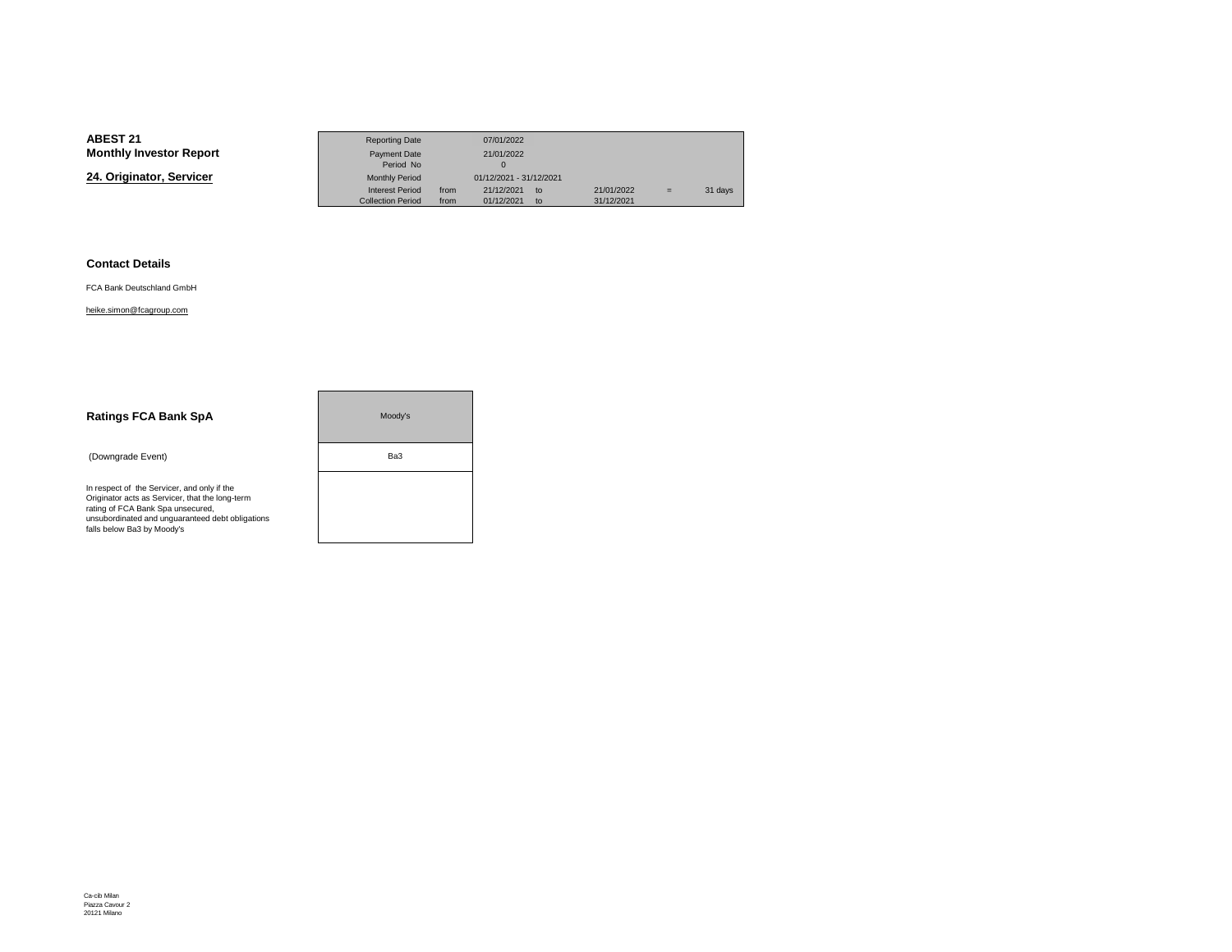**ABEST 21**
**Monthly Investor Report**

## 24. Originator, Servicer

| | | | | | | | |
|---|---|---|---|---|---|---|---|
| Reporting Date | | 07/01/2022 | | | | | |
| Payment Date | | 21/01/2022 | | | | | |
| Period No | | 0 | | | | | |
| Monthly Period | | 01/12/2021 - 31/12/2021 | | | | | |
| Interest Period | from | 21/12/2021 | to | 21/01/2022 | = | 31 days | |
| Collection Period | from | 01/12/2021 | to | 31/12/2021 | | | |

### Contact Details

FCA Bank Deutschland GmbH

heike.simon@fcagroup.com

### Ratings FCA Bank SpA

| | Moody's |
|---|---|
| (Downgrade Event) | Ba3 |
| In respect of the Servicer, and only if the Originator acts as Servicer, that the long-term rating of FCA Bank Spa unsecured, unsubordinated and unguaranteed debt obligations falls below Ba3 by Moody's | |

Ca-cib Milan
Piazza Cavour 2
20121 Milano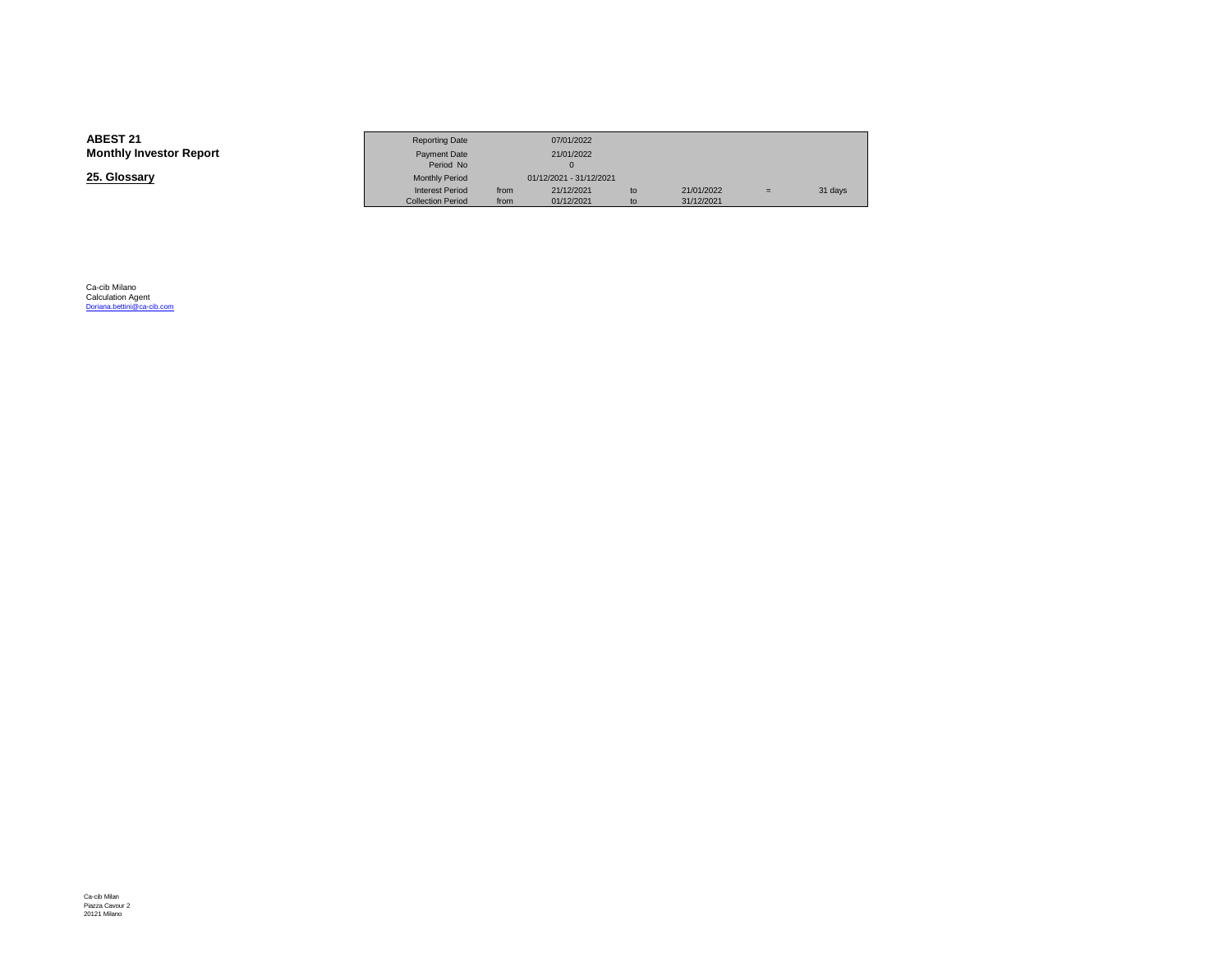**ABEST 21**
**Monthly Investor Report**

## 25. Glossary

| | | | | | | |
|---|---|---|---|---|---|---|
| Reporting Date | | 07/01/2022 | | | | |
| Payment Date | | 21/01/2022 | | | | |
| Period No | | 0 | | | | |
| Monthly Period | | 01/12/2021 - 31/12/2021 | | | | |
| Interest Period | from | 21/12/2021 | to | 21/01/2022 | = | 31 days |
| Collection Period | from | 01/12/2021 | to | 31/12/2021 | | |

Ca-cib Milano
Calculation Agent
Doriana.bettini@ca-cib.com

Ca-cib Milan
Piazza Cavour 2
20121 Milano